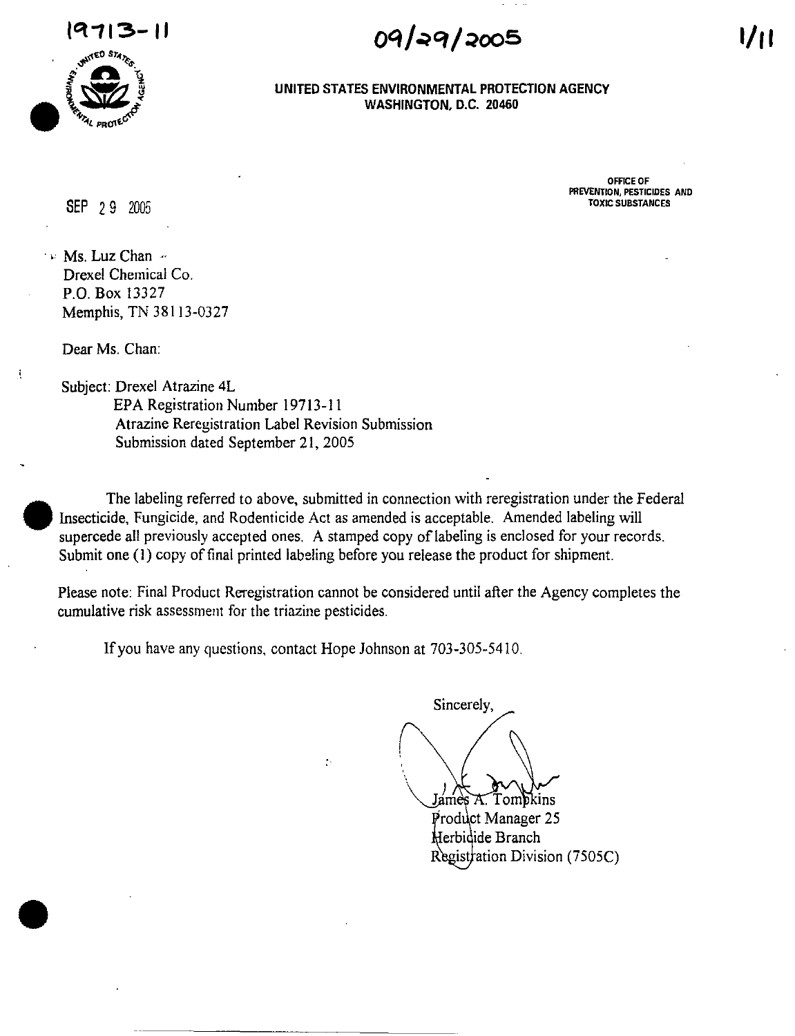19713-11

09/29/2005

**UNITED STATES ENVIRONMENTAL PROTECTION AGENCY**
**WASHINGTON, D.C. 20460**

OFFICE OF
PREVENTION, PESTICIDES AND
TOXIC SUBSTANCES

SEP 29 2005

Ms. Luz Chan
Drexel Chemical Co.
P.O. Box 13327
Memphis, TN 38113-0327

Dear Ms. Chan:

Subject: Drexel Atrazine 4L
EPA Registration Number 19713-11
Atrazine Reregistration Label Revision Submission
Submission dated September 21, 2005

The labeling referred to above, submitted in connection with reregistration under the Federal Insecticide, Fungicide, and Rodenticide Act as amended is acceptable. Amended labeling will supercede all previously accepted ones. A stamped copy of labeling is enclosed for your records. Submit one (1) copy of final printed labeling before you release the product for shipment.

Please note: Final Product Reregistration cannot be considered until after the Agency completes the cumulative risk assessment for the triazine pesticides.

If you have any questions, contact Hope Johnson at 703-305-5410.

Sincerely,

James A. Tompkins
Product Manager 25
Herbicide Branch
Registration Division (7505C)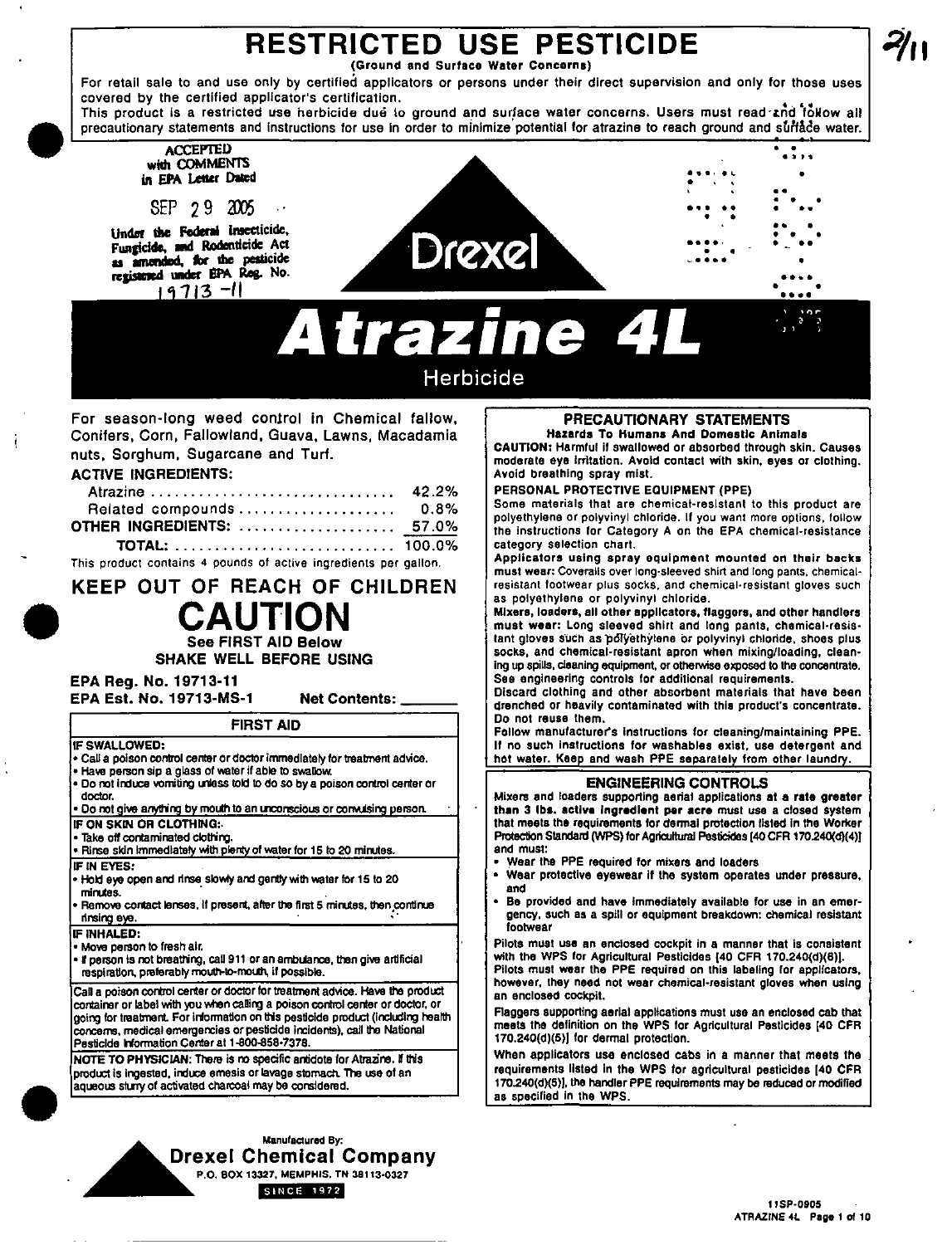# RESTRICTED USE PESTICIDE

**(Ground and Surface Water Concerns)**

For retail sale to and use only by certified applicators or persons under their direct supervision and only for those uses covered by the certified applicator's certification.

This product is a restricted use herbicide due to ground and surface water concerns. Users must read and follow all precautionary statements and instructions for use in order to minimize potential for atrazine to reach ground and surface water.

ACCEPTED with COMMENTS in EPA Letter Dated SEP 29 2005

Under the Federal Insecticide, Fungicide, and Rodenticide Act as amended, for the pesticide registered under EPA Reg. No. 19713-11

Drexel

# Atrazine 4L

Herbicide

For season-long weed control in Chemical fallow, Conifers, Corn, Fallowland, Guava, Lawns, Macadamia nuts, Sorghum, Sugarcane and Turf.

**ACTIVE INGREDIENTS:**

| | |
|---|---|
| Atrazine | 42.2% |
| Related compounds | 0.8% |
| **OTHER INGREDIENTS:** | 57.0% |
| **TOTAL:** | 100.0% |

This product contains 4 pounds of active ingredients per gallon.

## KEEP OUT OF REACH OF CHILDREN

# CAUTION

**See FIRST AID Below**

**SHAKE WELL BEFORE USING**

**EPA Reg. No. 19713-11**

**EPA Est. No. 19713-MS-1** **Net Contents:** ______

### FIRST AID

**IF SWALLOWED:**
- Call a poison control center or doctor immediately for treatment advice.
- Have person sip a glass of water if able to swallow.
- Do not induce vomiting unless told to do so by a poison control center or doctor.
- Do not give anything by mouth to an unconscious or convulsing person.

**IF ON SKIN OR CLOTHING:**
- Take off contaminated clothing.
- Rinse skin immediately with plenty of water for 15 to 20 minutes.

**IF IN EYES:**
- Hold eye open and rinse slowly and gently with water for 15 to 20 minutes.
- Remove contact lenses, if present, after the first 5 minutes, then continue rinsing eye.

**IF INHALED:**
- Move person to fresh air.
- If person is not breathing, call 911 or an ambulance, then give artificial respiration, preferably mouth-to-mouth, if possible.

Call a poison control center or doctor for treatment advice. Have the product container or label with you when calling a poison control center or doctor, or going for treatment. For information on this pesticide product (including health concerns, medical emergencies or pesticide incidents), call the National Pesticide Information Center at 1-800-858-7378.

**NOTE TO PHYSICIAN:** There is no specific antidote for Atrazine. If this product is ingested, induce emesis or lavage stomach. The use of an aqueous slurry of activated charcoal may be considered.

### PRECAUTIONARY STATEMENTS

**Hazards To Humans And Domestic Animals**

**CAUTION:** Harmful if swallowed or absorbed through skin. Causes moderate eye irritation. Avoid contact with skin, eyes or clothing. Avoid breathing spray mist.

**PERSONAL PROTECTIVE EQUIPMENT (PPE)**

Some materials that are chemical-resistant to this product are polyethylene or polyvinyl chloride. If you want more options, follow the instructions for Category A on the EPA chemical-resistance category selection chart.

**Applicators using spray equipment mounted on their backs must wear:** Coveralls over long-sleeved shirt and long pants, chemical-resistant footwear plus socks, and chemical-resistant gloves such as polyethylene or polyvinyl chloride.

**Mixers, loaders, all other applicators, flaggers, and other handlers must wear:** Long sleeved shirt and long pants, chemical-resistant gloves such as polyethylene or polyvinyl chloride, shoes plus socks, and chemical-resistant apron when mixing/loading, cleaning up spills, cleaning equipment, or otherwise exposed to the concentrate. See engineering controls for additional requirements.

Discard clothing and other absorbent materials that have been drenched or heavily contaminated with this product's concentrate. Do not reuse them.

Follow manufacturer's instructions for cleaning/maintaining PPE. If no such instructions for washables exist, use detergent and hot water. Keep and wash PPE separately from other laundry.

### ENGINEERING CONTROLS

**Mixers and loaders supporting aerial applications at a rate greater than 3 lbs. active ingredient per acre** must use a closed system that meets the requirements for dermal protection listed in the Worker Protection Standard (WPS) for Agricultural Pesticides [40 CFR 170.240(d)(4)] and must:
- Wear the PPE required for mixers and loaders
- Wear protective eyewear if the system operates under pressure, and
- Be provided and have immediately available for use in an emergency, such as a spill or equipment breakdown: chemical resistant footwear

Pilots must use an enclosed cockpit in a manner that is consistent with the WPS for Agricultural Pesticides [40 CFR 170.240(d)(6)].

Pilots must wear the PPE required on this labeling for applicators, however, they need not wear chemical-resistant gloves when using an enclosed cockpit.

Flaggers supporting aerial applications must use an enclosed cab that meets the definition on the WPS for Agricultural Pesticides [40 CFR 170.240(d)(5)] for dermal protection.

When applicators use enclosed cabs in a manner that meets the requirements listed in the WPS for agricultural pesticides [40 CFR 170.240(d)(5)], the handler PPE requirements may be reduced or modified as specified in the WPS.

Manufactured By:

**Drexel Chemical Company**

P.O. BOX 13327, MEMPHIS, TN 38113-0327

SINCE 1972

11SP-0905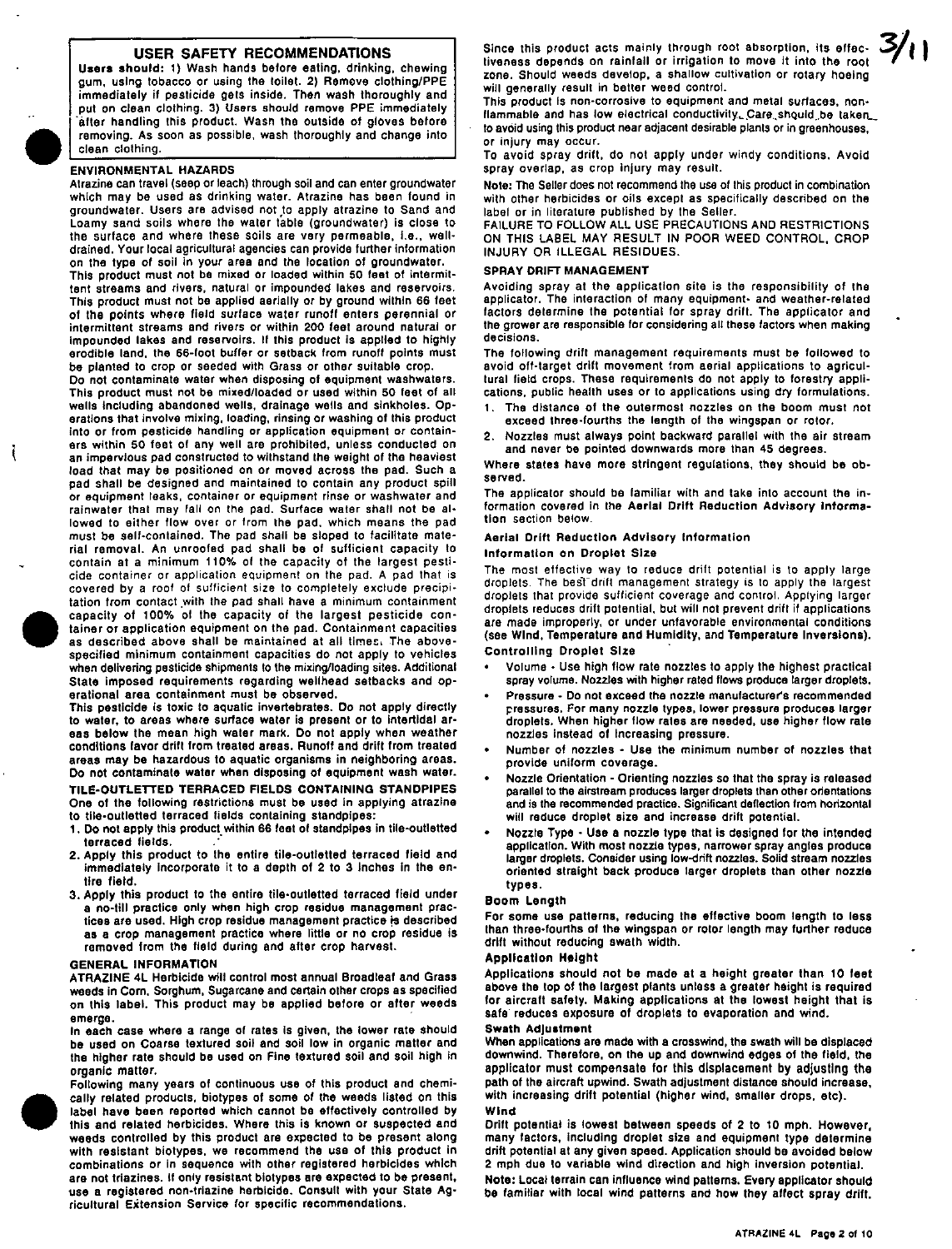## USER SAFETY RECOMMENDATIONS

**Users should:** 1) Wash hands before eating, drinking, chewing gum, using tobacco or using the toilet. 2) Remove clothing/PPE immediately if pesticide gets inside. Then wash thoroughly and put on clean clothing. 3) Users should remove PPE immediately after handling this product. Wash the outside of gloves before removing. As soon as possible, wash thoroughly and change into clean clothing.

### ENVIRONMENTAL HAZARDS

Atrazine can travel (seep or leach) through soil and can enter groundwater which may be used as drinking water. Atrazine has been found in groundwater. Users are advised not to apply atrazine to Sand and Loamy sand soils where the water table (groundwater) is close to the surface and where these soils are very permeable, i.e., well-drained. Your local agricultural agencies can provide further information on the type of soil in your area and the location of groundwater.

This product must not be mixed or loaded within 50 feet of intermittent streams and rivers, natural or impounded lakes and reservoirs. This product must not be applied aerially or by ground within 66 feet of the points where field surface water runoff enters perennial or intermittent streams and rivers or within 200 feet around natural or impounded lakes and reservoirs. If this product is applied to highly erodible land, the 66-foot buffer or setback from runoff points must be planted to crop or seeded with Grass or other suitable crop.

Do not contaminate water when disposing of equipment washwaters. This product must not be mixed/loaded or used within 50 feet of all wells including abandoned wells, drainage wells and sinkholes. Operations that involve mixing, loading, rinsing or washing of this product into or from pesticide handling or application equipment or containers within 50 feet of any well are prohibited, unless conducted on an impervious pad constructed to withstand the weight of the heaviest load that may be positioned on or moved across the pad. Such a pad shall be designed and maintained to contain any product spill or equipment leaks, container or equipment rinse or washwater and rainwater that may fall on the pad. Surface water shall not be allowed to either flow over or from the pad, which means the pad must be self-contained. The pad shall be sloped to facilitate material removal. An unroofed pad shall be of sufficient capacity to contain at a minimum 110% of the capacity of the largest pesticide container or application equipment on the pad. A pad that is covered by a roof of sufficient size to completely exclude precipitation from contact with the pad shall have a minimum containment capacity of 100% of the capacity of the largest pesticide container or application equipment on the pad. Containment capacities as described above shall be maintained at all times. The above-specified minimum containment capacities do not apply to vehicles when delivering pesticide shipments to the mixing/loading sites. Additional State imposed requirements regarding wellhead setbacks and operational area containment must be observed.

This pesticide is toxic to aquatic invertebrates. Do not apply directly to water, to areas where surface water is present or to intertidal areas below the mean high water mark. Do not apply when weather conditions favor drift from treated areas. Runoff and drift from treated areas may be hazardous to aquatic organisms in neighboring areas. Do not contaminate water when disposing of equipment wash water.

### TILE-OUTLETTED TERRACED FIELDS CONTAINING STANDPIPES

One of the following restrictions must be used in applying atrazine to tile-outletted terraced fields containing standpipes:

1. Do not apply this product within 66 feet of standpipes in tile-outletted terraced fields.
2. Apply this product to the entire tile-outletted terraced field and immediately incorporate it to a depth of 2 to 3 inches in the entire field.
3. Apply this product to the entire tile-outletted terraced field under a no-till practice only when high crop residue management practices are used. High crop residue management practice is described as a crop management practice where little or no crop residue is removed from the field during and after crop harvest.

### GENERAL INFORMATION

ATRAZINE 4L Herbicide will control most annual Broadleaf and Grass weeds in Corn, Sorghum, Sugarcane and certain other crops as specified on this label. This product may be applied before or after weeds emerge.

In each case where a range of rates is given, the lower rate should be used on Coarse textured soil and soil low in organic matter and the higher rate should be used on Fine textured soil and soil high in organic matter.

Following many years of continuous use of this product and chemically related products, biotypes of some of the weeds listed on this label have been reported which cannot be effectively controlled by this and related herbicides. Where this is known or suspected and weeds controlled by this product are expected to be present along with resistant biotypes, we recommend the use of this product in combinations or in sequence with other registered herbicides which are not triazines. If only resistant biotypes are expected to be present, use a registered non-triazine herbicide. Consult with your State Agricultural Extension Service for specific recommendations.

Since this product acts mainly through root absorption, its effectiveness depends on rainfall or irrigation to move it into the root zone. Should weeds develop, a shallow cultivation or rotary hoeing will generally result in better weed control.

This product is non-corrosive to equipment and metal surfaces, nonflammable and has low electrical conductivity. Care should be taken to avoid using this product near adjacent desirable plants or in greenhouses, or injury may occur.

To avoid spray drift, do not apply under windy conditions. Avoid spray overlap, as crop injury may result.

**Note:** The Seller does not recommend the use of this product in combination with other herbicides or oils except as specifically described on the label or in literature published by the Seller.

FAILURE TO FOLLOW ALL USE PRECAUTIONS AND RESTRICTIONS ON THIS LABEL MAY RESULT IN POOR WEED CONTROL, CROP INJURY OR ILLEGAL RESIDUES.

### SPRAY DRIFT MANAGEMENT

Avoiding spray at the application site is the responsibility of the applicator. The interaction of many equipment- and weather-related factors determine the potential for spray drift. The applicator and the grower are responsible for considering all these factors when making decisions.

The following drift management requirements must be followed to avoid off-target drift movement from aerial applications to agricultural field crops. These requirements do not apply to forestry applications, public health uses or to applications using dry formulations.

1. The distance of the outermost nozzles on the boom must not exceed three-fourths the length of the wingspan or rotor.
2. Nozzles must always point backward parallel with the air stream and never be pointed downwards more than 45 degrees.

Where states have more stringent regulations, they should be observed.

The applicator should be familiar with and take into account the information covered in the **Aerial Drift Reduction Advisory Information** section below.

#### Aerial Drift Reduction Advisory Information

#### Information on Droplet Size

The most effective way to reduce drift potential is to apply large droplets. The best drift management strategy is to apply the largest droplets that provide sufficient coverage and control. Applying larger droplets reduces drift potential, but will not prevent drift if applications are made improperly, or under unfavorable environmental conditions (see **Wind, Temperature and Humidity,** and **Temperature Inversions**).

#### Controlling Droplet Size

- Volume - Use high flow rate nozzles to apply the highest practical spray volume. Nozzles with higher rated flows produce larger droplets.
- Pressure - Do not exceed the nozzle manufacturer's recommended pressures. For many nozzle types, lower pressure produces larger droplets. When higher flow rates are needed, use higher flow rate nozzles instead of increasing pressure.
- Number of nozzles - Use the minimum number of nozzles that provide uniform coverage.
- Nozzle Orientation - Orienting nozzles so that the spray is released parallel to the airstream produces larger droplets than other orientations and is the recommended practice. Significant deflection from horizontal will reduce droplet size and increase drift potential.
- Nozzle Type - Use a nozzle type that is designed for the intended application. With most nozzle types, narrower spray angles produce larger droplets. Consider using low-drift nozzles. Solid stream nozzles oriented straight back produce larger droplets than other nozzle types.

#### Boom Length

For some use patterns, reducing the effective boom length to less than three-fourths of the wingspan or rotor length may further reduce drift without reducing swath width.

#### Application Height

Applications should not be made at a height greater than 10 feet above the top of the largest plants unless a greater height is required for aircraft safety. Making applications at the lowest height that is safe reduces exposure of droplets to evaporation and wind.

#### Swath Adjustment

When applications are made with a crosswind, the swath will be displaced downwind. Therefore, on the up and downwind edges of the field, the applicator must compensate for this displacement by adjusting the path of the aircraft upwind. Swath adjustment distance should increase, with increasing drift potential (higher wind, smaller drops, etc).

#### Wind

Drift potential is lowest between speeds of 2 to 10 mph. However, many factors, including droplet size and equipment type determine drift potential at any given speed. Application should be avoided below 2 mph due to variable wind direction and high inversion potential.

**Note:** Local terrain can influence wind patterns. Every applicator should be familiar with local wind patterns and how they affect spray drift.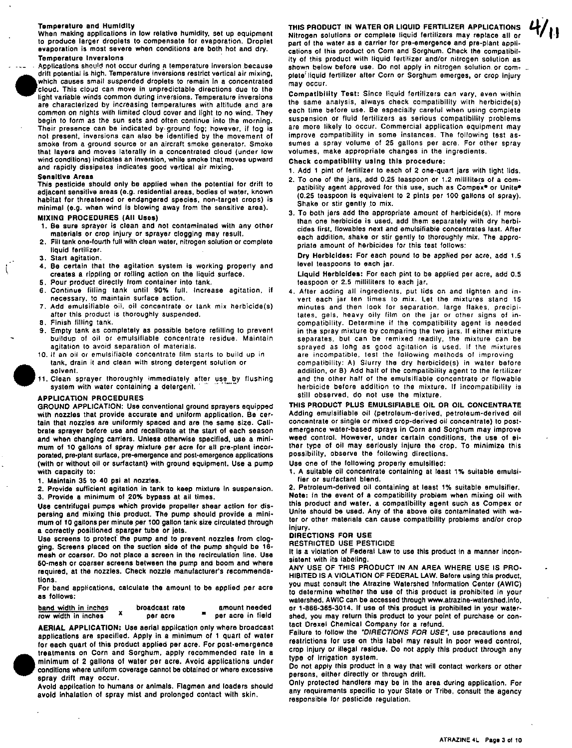### Temperature and Humidity

When making applications in low relative humidity, set up equipment to produce larger droplets to compensate for evaporation. Droplet evaporation is most severe when conditions are both hot and dry.

### Temperature Inversions

Applications should not occur during a temperature inversion because drift potential is high. Temperature inversions restrict vertical air mixing, which causes small suspended droplets to remain in a concentrated cloud. This cloud can move in unpredictable directions due to the light variable winds common during inversions. Temperature inversions are characterized by increasing temperatures with altitude and are common on nights with limited cloud cover and light to no wind. They begin to form as the sun sets and often continue into the morning. Their presence can be indicated by ground fog; however, if fog is not present, inversions can also be identified by the movement of smoke from a ground source or an aircraft smoke generator. Smoke that layers and moves laterally in a concentrated cloud (under low wind conditions) indicates an inversion, while smoke that moves upward and rapidly dissipates indicates good vertical air mixing.

### Sensitive Areas

This pesticide should only be applied when the potential for drift to adjacent sensitive areas (e.g. residential areas, bodies of water, known habitat for threatened or endangered species, non-target crops) is minimal (e.g. when wind is blowing away from the sensitive area).

## MIXING PROCEDURES (All Uses)

1. Be sure sprayer is clean and not contaminated with any other materials or crop injury or sprayer clogging may result.
2. Fill tank one-fourth full with clean water, nitrogen solution or complete liquid fertilizer.
3. Start agitation.
4. Be certain that the agitation system is working properly and creates a rippling or rolling action on the liquid surface.
5. Pour product directly from container into tank.
6. Continue filling tank until 90% full. Increase agitation, if necessary, to maintain surface action.
7. Add emulsifiable oil, oil concentrate or tank mix herbicide(s) after this product is thoroughly suspended.
8. Finish filling tank.
9. Empty tank as completely as possible before refilling to prevent buildup of oil or emulsifiable concentrate residue. Maintain agitation to avoid separation of materials.
10. If an oil or emulsifiable concentrate film starts to build up in tank, drain it and clean with strong detergent solution or solvent.
11. Clean sprayer thoroughly immediately after use by flushing system with water containing a detergent.

## APPLICATION PROCEDURES

**GROUND APPLICATION:** Use conventional ground sprayers equipped with nozzles that provide accurate and uniform application. Be certain that nozzles are uniformly spaced and are the same size. Calibrate sprayer before use and recalibrate at the start of each season and when changing carriers. Unless otherwise specified, use a minimum of 10 gallons of spray mixture per acre for all pre-plant incorporated, pre-plant surface, pre-emergence and post-emergence applications (with or without oil or surfactant) with ground equipment. Use a pump with capacity to:

1. Maintain 35 to 40 psi at nozzles.
2. Provide sufficient agitation in tank to keep mixture in suspension.
3. Provide a minimum of 20% bypass at all times.

Use centrifugal pumps which provide propeller shear action for dispersing and mixing this product. The pump should provide a minimum of 10 gallons per minute per 100 gallon tank size circulated through a correctly positioned sparger tube or jets.

Use screens to protect the pump and to prevent nozzles from clogging. Screens placed on the suction side of the pump should be 16-mesh or coarser. Do not place a screen in the recirculation line. Use 50-mesh or coarser screens between the pump and boom and where required, at the nozzles. Check nozzle manufacturer's recommendations.

For band applications, calculate the amount to be applied per acre as follows:

$$\frac{\text{band width in inches}}{\text{row width in inches}} \times \text{broadcast rate per acre} = \text{amount needed per acre in field}$$

**AERIAL APPLICATION:** Use aerial application only where broadcast applications are specified. Apply in a minimum of 1 quart of water for each quart of this product applied per acre. For post-emergence treatments on Corn and Sorghum, apply recommended rate in a minimum of 2 gallons of water per acre. Avoid applications under conditions where uniform coverage cannot be obtained or where excessive spray drift may occur.

Avoid application to humans or animals. Flagmen and loaders should avoid inhalation of spray mist and prolonged contact with skin.

## THIS PRODUCT IN WATER OR LIQUID FERTILIZER APPLICATIONS

Nitrogen solutions or complete liquid fertilizers may replace all or part of the water as a carrier for pre-emergence and pre-plant applications of this product on Corn and Sorghum. Check the compatibility of this product with liquid fertilizer and/or nitrogen solution as shown below before use. Do not apply in nitrogen solution or complete liquid fertilizer after Corn or Sorghum emerges, or crop injury may occur.

**Compatibility Test:** Since liquid fertilizers can vary, even within the same analysis, always check compatibility with herbicide(s) each time before use. Be especially careful when using complete suspension or fluid fertilizers as serious compatibility problems are more likely to occur. Commercial application equipment may improve compatibility in some instances. The following test assumes a spray volume of 25 gallons per acre. For other spray volumes, make appropriate changes in the ingredients.

**Check compatibility using this procedure:**

1. Add 1 pint of fertilizer to each of 2 one-quart jars with tight lids.
2. To one of the jars, add 0.25 teaspoon or 1.2 milliliters of a compatibility agent approved for this use, such as Compex® or Unite® (0.25 teaspoon is equivalent to 2 pints per 100 gallons of spray). Shake or stir gently to mix.
3. To both jars add the appropriate amount of herbicide(s). If more than one herbicide is used, add them separately with dry herbicides first, flowables next and emulsifiable concentrates last. After each addition, shake or stir gently to thoroughly mix. The appropriate amount of herbicides for this test follows:

   **Dry Herbicides:** For each pound to be applied per acre, add 1.5 level teaspoons to each jar.

   **Liquid Herbicides:** For each pint to be applied per acre, add 0.5 teaspoon or 2.5 milliliters to each jar.
4. After adding all ingredients, put lids on and tighten and invert each jar ten times to mix. Let the mixtures stand 15 minutes and then look for separation, large flakes, precipitates, gels, heavy oily film on the jar or other signs of incompatibility. Determine if the compatibility agent is needed in the spray mixture by comparing the two jars. If either mixture separates, but can be remixed readily, the mixture can be sprayed as long as good agitation is used. If the mixtures are incompatible, test the following methods of improving compatibility: A) Slurry the dry herbicide(s) in water before addition, or B) Add half of the compatibility agent to the fertilizer and the other half of the emulsifiable concentrate or flowable herbicide before addition to the mixture. If incompatibility is still observed, do not use the mixture.

## THIS PRODUCT PLUS EMULSIFIABLE OIL OR OIL CONCENTRATE

Adding emulsifiable oil (petroleum-derived, petroleum-derived oil concentrate or single or mixed crop-derived oil concentrate) to post-emergence water-based sprays in Corn and Sorghum may improve weed control. However, under certain conditions, the use of either type of oil may seriously injure the crop. To minimize this possibility, observe the following directions.

Use one of the following properly emulsified:

1. A suitable oil concentrate containing at least 1% suitable emulsifier or surfactant blend.
2. Petroleum-derived oil containing at least 1% suitable emulsifier.

**Note:** In the event of a compatibility problem when mixing oil with this product and water, a compatibility agent such as Compex or Unite should be used. Any of the above oils contaminated with water or other materials can cause compatibility problems and/or crop injury.

## DIRECTIONS FOR USE

### RESTRICTED USE PESTICIDE

It is a violation of Federal Law to use this product in a manner inconsistent with its labeling.

ANY USE OF THIS PRODUCT IN AN AREA WHERE USE IS PROHIBITED IS A VIOLATION OF FEDERAL LAW. Before using this product, you must consult the Atrazine Watershed Information Center (AWIC) to determine whether the use of this product is prohibited in your watershed. AWIC can be accessed through www.atrazine-watershed.info, or 1-866-365-3014. If use of this product is prohibited in your watershed, you may return this product to your point of purchase or contact Drexel Chemical Company for a refund.

Failure to follow the *"DIRECTIONS FOR USE"*, use precautions and restrictions for use on this label may result in poor weed control, crop injury or illegal residue. Do not apply this product through any type of irrigation system.

Do not apply this product in a way that will contact workers or other persons, either directly or through drift.

Only protected handlers may be in the area during application. For any requirements specific to your State or Tribe, consult the agency responsible for pesticide regulation.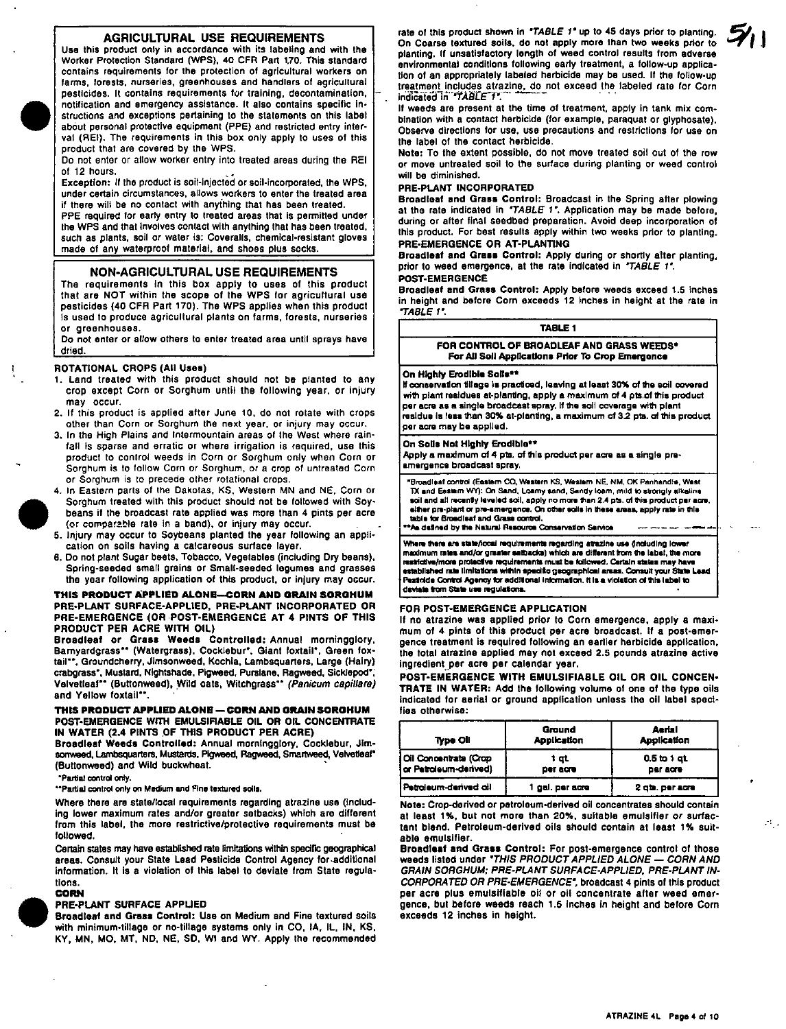## AGRICULTURAL USE REQUIREMENTS

Use this product only in accordance with its labeling and with the Worker Protection Standard (WPS), 40 CFR Part 170. This standard contains requirements for the protection of agricultural workers on farms, forests, nurseries, greenhouses and handlers of agricultural pesticides. It contains requirements for training, decontamination, notification and emergency assistance. It also contains specific instructions and exceptions pertaining to the statements on this label about personal protective equipment (PPE) and restricted entry interval (REI). The requirements in this box only apply to uses of this product that are covered by the WPS.

Do not enter or allow worker entry into treated areas during the REI of 12 hours.

**Exception:** If the product is soil-injected or soil-incorporated, the WPS, under certain circumstances, allows workers to enter the treated area if there will be no contact with anything that has been treated.

PPE required for early entry to treated areas that is permitted under the WPS and that involves contact with anything that has been treated, such as plants, soil or water is: Coveralls, chemical-resistant gloves made of any waterproof material, and shoes plus socks.

## NON-AGRICULTURAL USE REQUIREMENTS

The requirements in this box apply to uses of this product that are NOT within the scope of the WPS for agricultural use pesticides (40 CFR Part 170). The WPS applies when this product is used to produce agricultural plants on farms, forests, nurseries or greenhouses.

Do not enter or allow others to enter treated area until sprays have dried.

**ROTATIONAL CROPS (All Uses)**

1. Land treated with this product should not be planted to any crop except Corn or Sorghum until the following year, or injury may occur.
2. If this product is applied after June 10, do not rotate with crops other than Corn or Sorghum the next year, or injury may occur.
3. In the High Plains and Intermountain areas of the West where rainfall is sparse and erratic or where irrigation is required, use this product to control weeds in Corn or Sorghum only when Corn or Sorghum is to follow Corn or Sorghum, or a crop of untreated Corn or Sorghum is to precede other rotational crops.
4. In Eastern parts of the Dakotas, KS, Western MN and NE, Corn or Sorghum treated with this product should not be followed with Soybeans if the broadcast rate applied was more than 4 pints per acre (or comparable rate in a band), or injury may occur.
5. Injury may occur to Soybeans planted the year following an application on soils having a calcareous surface layer.
6. Do not plant Sugar beets, Tobacco, Vegetables (including Dry beans), Spring-seeded small grains or Small-seeded legumes and grasses the year following application of this product, or injury may occur.

**THIS PRODUCT APPLIED ALONE—CORN AND GRAIN SORGHUM PRE-PLANT SURFACE-APPLIED, PRE-PLANT INCORPORATED OR PRE-EMERGENCE (OR POST-EMERGENCE AT 4 PINTS OF THIS PRODUCT PER ACRE WITH OIL)**

**Broadleaf or Grass Weeds Controlled:** Annual morningglory, Barnyardgrass** (Watergrass), Cocklebur*, Giant foxtail*, Green foxtail**, Groundcherry, Jimsonweed, Kochia, Lambsquarters, Large (Hairy) crabgrass*, Mustard, Nightshade, Pigweed, Purslane, Ragweed, Sicklepod*, Velvetleaf** (Buttonweed), Wild oats, Witchgrass** *(Panicum capillare)* and Yellow foxtail**.

**THIS PRODUCT APPLIED ALONE — CORN AND GRAIN SORGHUM POST-EMERGENCE WITH EMULSIFIABLE OIL OR OIL CONCENTRATE IN WATER (2.4 PINTS OF THIS PRODUCT PER ACRE)**

**Broadleaf Weeds Controlled:** Annual morningglory, Cocklebur, Jimsonweed, Lambsquarters, Mustards, Pigweed, Ragweed, Smartweed, Velvetleaf* (Buttonweed) and Wild buckwheat.

*Partial control only.

**Partial control only on Medium and Fine textured soils.

Where there are state/local requirements regarding atrazine use (including lower maximum rates and/or greater setbacks) which are different from this label, the more restrictive/protective requirements must be followed.

Certain states may have established rate limitations within specific geographical areas. Consult your State Lead Pesticide Control Agency for additional information. It is a violation of this label to deviate from State regulations.

**CORN**

**PRE-PLANT SURFACE APPLIED**

**Broadleaf and Grass Control:** Use on Medium and Fine textured soils with minimum-tillage or no-tillage systems only in CO, IA, IL, IN, KS, KY, MN, MO, MT, ND, NE, SD, WI and WY. Apply the recommended rate of this product shown in "TABLE 1" up to 45 days prior to planting. On Coarse textured soils, do not apply more than two weeks prior to planting. If unsatisfactory length of weed control results from adverse environmental conditions following early treatment, a follow-up application of an appropriately labeled herbicide may be used. If the follow-up treatment includes atrazine, do not exceed the labeled rate for Corn indicated in "TABLE 1".

If weeds are present at the time of treatment, apply in tank mix combination with a contact herbicide (for example, paraquat or glyphosate). Observe directions for use, use precautions and restrictions for use on the label of the contact herbicide.

**Note:** To the extent possible, do not move treated soil out of the row or move untreated soil to the surface during planting or weed control will be diminished.

**PRE-PLANT INCORPORATED**

**Broadleaf and Grass Control:** Broadcast in the Spring after plowing at the rate indicated in "TABLE 1". Application may be made before, during or after final seedbed preparation. Avoid deep incorporation of this product. For best results apply within two weeks prior to planting.

**PRE-EMERGENCE OR AT-PLANTING**

**Broadleaf and Grass Control:** Apply during or shortly after planting, prior to weed emergence, at the rate indicated in "TABLE 1".

**POST-EMERGENCE**

**Broadleaf and Grass Control:** Apply before weeds exceed 1.5 inches in height and before Corn exceeds 12 inches in height at the rate in "TABLE 1".

| TABLE 1 |
|---|
| **FOR CONTROL OF BROADLEAF AND GRASS WEEDS*** <br> **For All Soil Applications Prior To Crop Emergence** |
| **On Highly Erodible Soils**** <br> If conservation tillage is practiced, leaving at least 30% of the soil covered with plant residues at-planting, apply a maximum of 4 pts. of this product per acre as a single broadcast spray. If the soil coverage with plant residue is less than 30% at-planting, a maximum of 3.2 pts. of this product per acre may be applied. |
| **On Soils Not Highly Erodible**** <br> Apply a maximum of 4 pts. of this product per acre as a single pre-emergence broadcast spray. |
| *Broadleaf control (Eastern CO, Western KS, Western NE, NM, OK Panhandle, West TX and Eastern WY): On Sand, Loamy sand, Sandy loam, mild to strongly alkaline soil and all recently leveled soil, apply no more than 2.4 pts. of this product per acre, either pre-plant or pre-emergence. On other soils in these areas, apply rate in this table for Broadleaf and Grass control. <br> **As defined by the Natural Resource Conservation Service |
| Where there are state/local requirements regarding atrazine use (including lower maximum rates and/or greater setbacks) which are different from the label, the more restrictive/more protective requirements must be followed. Certain states may have established rate limitations within specific geographical areas. Consult your State Lead Pesticide Control Agency for additional information. It is a violation of this label to deviate from State use regulations. |

**FOR POST-EMERGENCE APPLICATION**

If no atrazine was applied prior to Corn emergence, apply a maximum of 4 pints of this product per acre broadcast. If a post-emergence treatment is required following an earlier herbicide application, the total atrazine applied may not exceed 2.5 pounds atrazine active ingredient per acre per calendar year.

**POST-EMERGENCE WITH EMULSIFIABLE OIL OR OIL CONCENTRATE IN WATER:** Add the following volume of one of the type oils indicated for aerial or ground application unless the oil label specifies otherwise:

| Type Oil | Ground Application | Aerial Application |
|---|---|---|
| Oil Concentrate (Crop or Petroleum-derived) | 1 qt. per acre | 0.5 to 1 qt. per acre |
| Petroleum-derived oil | 1 gal. per acre | 2 qts. per acre |

**Note:** Crop-derived or petroleum-derived oil concentrates should contain at least 1%, but not more than 20%, suitable emulsifier or surfactant blend. Petroleum-derived oils should contain at least 1% suitable emulsifier.

**Broadleaf and Grass Control:** For post-emergence control of those weeds listed under *"THIS PRODUCT APPLIED ALONE — CORN AND GRAIN SORGHUM; PRE-PLANT SURFACE-APPLIED, PRE-PLANT INCORPORATED OR PRE-EMERGENCE"*, broadcast 4 pints of this product per acre plus emulsifiable oil or oil concentrate after weed emergence, but before weeds reach 1.5 inches in height and before Corn exceeds 12 inches in height.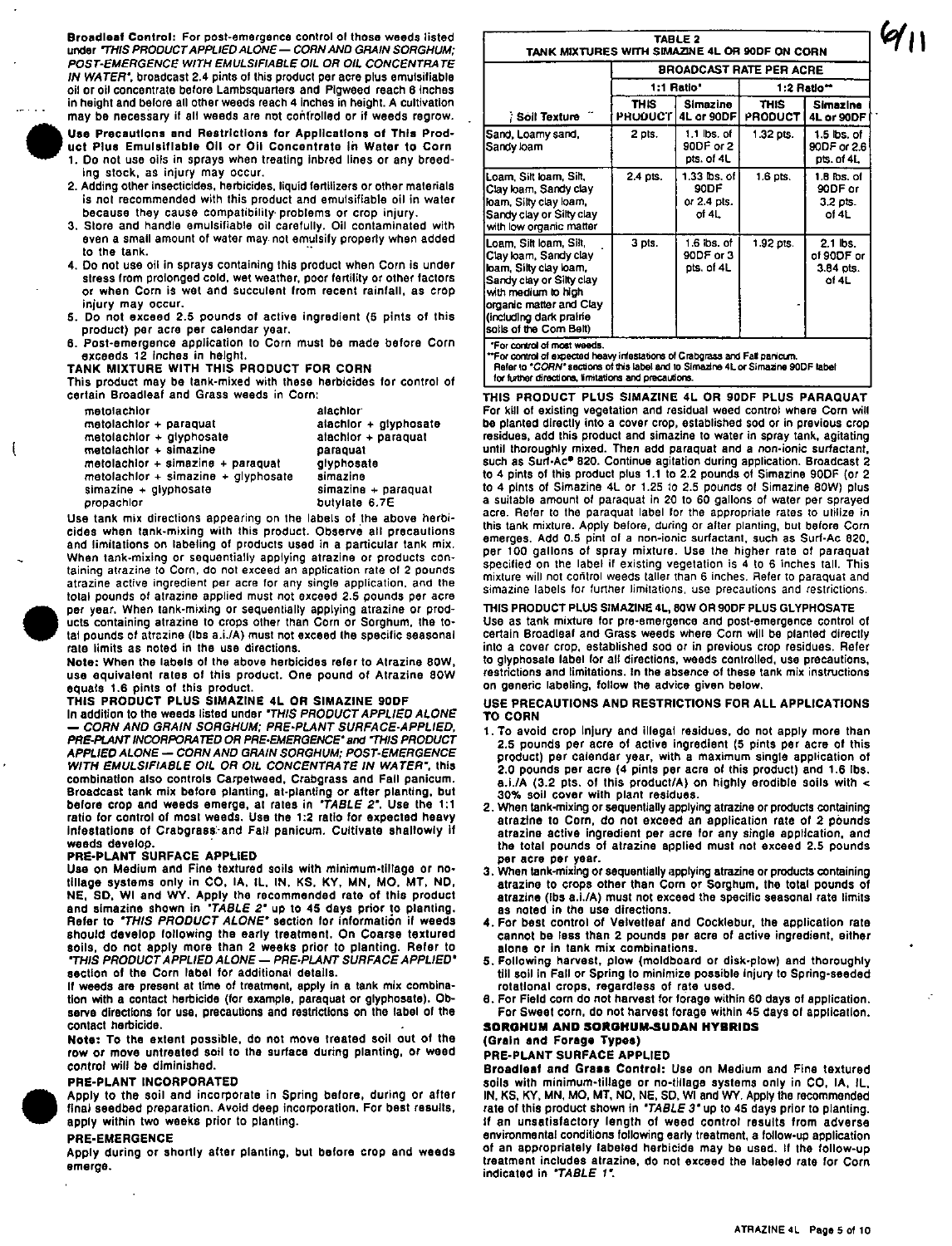**Broadleaf Control:** For post-emergence control of those weeds listed under *"THIS PRODUCT APPLIED ALONE — CORN AND GRAIN SORGHUM; POST-EMERGENCE WITH EMULSIFIABLE OIL OR OIL CONCENTRATE IN WATER"*, broadcast 2.4 pints of this product per acre plus emulsifiable oil or oil concentrate before Lambsquarters and Pigweed reach 6 inches in height and before all other weeds reach 4 inches in height. A cultivation may be necessary if all weeds are not controlled or if weeds regrow.

**Use Precautions and Restrictions for Applications of This Product Plus Emulsifiable Oil or Oil Concentrate in Water to Corn**

1. Do not use oils in sprays when treating inbred lines or any breeding stock, as injury may occur.
2. Adding other insecticides, herbicides, liquid fertilizers or other materials is not recommended with this product and emulsifiable oil in water because they cause compatibility problems or crop injury.
3. Store and handle emulsifiable oil carefully. Oil contaminated with even a small amount of water may not emulsify properly when added to the tank.
4. Do not use oil in sprays containing this product when Corn is under stress from prolonged cold, wet weather, poor fertility or other factors or when Corn is wet and succulent from recent rainfall, as crop injury may occur.
5. Do not exceed 2.5 pounds of active ingredient (5 pints of this product) per acre per calendar year.
6. Post-emergence application to Corn must be made before Corn exceeds 12 inches in height.

**TANK MIXTURE WITH THIS PRODUCT FOR CORN**

This product may be tank-mixed with these herbicides for control of certain Broadleaf and Grass weeds in Corn:

| | |
|---|---|
| metolachlor | alachlor |
| metolachlor + paraquat | alachlor + glyphosate |
| metolachlor + glyphosate | alachlor + paraquat |
| metolachlor + simazine | paraquat |
| metolachlor + simazine + paraquat | glyphosate |
| metolachlor + simazine + glyphosate | simazine |
| simazine + glyphosate | simazine + paraquat |
| propachlor | butylate 6.7E |

Use tank mix directions appearing on the labels of the above herbicides when tank-mixing with this product. Observe all precautions and limitations on labeling of products used in a particular tank mix. When tank-mixing or sequentially applying atrazine or products containing atrazine to Corn, do not exceed an application rate of 2 pounds atrazine active ingredient per acre for any single application, and the total pounds of atrazine applied must not exceed 2.5 pounds per acre per year. When tank-mixing or sequentially applying atrazine or products containing atrazine to crops other than Corn or Sorghum, the total pounds of atrazine (lbs a.i./A) must not exceed the specific seasonal rate limits as noted in the use directions.

**Note:** When the labels of the above herbicides refer to Atrazine 80W, use equivalent rates of this product. One pound of Atrazine 80W equals 1.6 pints of this product.

**THIS PRODUCT PLUS SIMAZINE 4L OR SIMAZINE 90DF**

In addition to the weeds listed under *"THIS PRODUCT APPLIED ALONE — CORN AND GRAIN SORGHUM; PRE-PLANT SURFACE-APPLIED, PRE-PLANT INCORPORATED OR PRE-EMERGENCE"* and *"THIS PRODUCT APPLIED ALONE — CORN AND GRAIN SORGHUM; POST-EMERGENCE WITH EMULSIFIABLE OIL OR OIL CONCENTRATE IN WATER"*, this combination also controls Carpetweed, Crabgrass and Fall panicum. Broadcast tank mix before planting, at-planting or after planting, but before crop and weeds emerge, at rates in *"TABLE 2"*. Use the 1:1 ratio for control of most weeds. Use the 1:2 ratio for expected heavy infestations of Crabgrass and Fall panicum. Cultivate shallowly if weeds develop.

**PRE-PLANT SURFACE APPLIED**

Use on Medium and Fine textured soils with minimum-tillage or no-tillage systems only in CO, IA, IL, IN, KS, KY, MN, MO, MT, ND, NE, SD, WI and WY. Apply the recommended rate of this product and simazine shown in *"TABLE 2"* up to 45 days prior to planting. Refer to *"THIS PRODUCT ALONE"* section for information if weeds should develop following the early treatment. On Coarse textured soils, do not apply more than 2 weeks prior to planting. Refer to *"THIS PRODUCT APPLIED ALONE — PRE-PLANT SURFACE APPLIED"* section of the Corn label for additional details.

If weeds are present at time of treatment, apply in a tank mix combination with a contact herbicide (for example, paraquat or glyphosate). Observe directions for use, precautions and restrictions on the label of the contact herbicide.

**Note:** To the extent possible, do not move treated soil out of the row or move untreated soil to the surface during planting, or weed control will be diminished.

**PRE-PLANT INCORPORATED**

Apply to the soil and incorporate in Spring before, during or after final seedbed preparation. Avoid deep incorporation. For best results, apply within two weeks prior to planting.

**PRE-EMERGENCE**

Apply during or shortly after planting, but before crop and weeds emerge.

**TABLE 2**
**TANK MIXTURES WITH SIMAZINE 4L OR 90DF ON CORN**

| Soil Texture | BROADCAST RATE PER ACRE | | | |
|---|---|---|---|---|
| | 1:1 Ratio* | | 1:2 Ratio** | |
| | THIS PRODUCT | Simazine 4L or 90DF | THIS PRODUCT | Simazine 4L or 90DF |
| Sand, Loamy sand, Sandy loam | 2 pts. | 1.1 lbs. of 90DF or 2 pts. of 4L | 1.32 pts. | 1.5 lbs. of 90DF or 2.6 pts. of 4L |
| Loam, Silt loam, Silt, Clay loam, Sandy clay loam, Silty clay loam, Sandy clay or Silty clay with low organic matter | 2.4 pts. | 1.33 lbs. of 90DF or 2.4 pts. of 4L | 1.6 pts. | 1.8 lbs. of 90DF or 3.2 pts. of 4L |
| Loam, Silt loam, Silt, Clay loam, Sandy clay loam, Silty clay loam, Sandy clay or Silty clay with medium to high organic matter and Clay (including dark prairie soils of the Corn Belt) | 3 pts. | 1.6 lbs. of 90DF or 3 pts. of 4L | 1.92 pts. | 2.1 lbs. of 90DF or 3.84 pts. of 4L |

*For control of most weeds.
**For control of expected heavy infestations of Crabgrass and Fall panicum.
Refer to "CORN" sections of this label and to Simazine 4L or Simazine 90DF label for further directions, limitations and precautions.

**THIS PRODUCT PLUS SIMAZINE 4L OR 90DF PLUS PARAQUAT**

For kill of existing vegetation and residual weed control where Corn will be planted directly into a cover crop, established sod or in previous crop residues, add this product and simazine to water in spray tank, agitating until thoroughly mixed. Then add paraquat and a non-ionic surfactant, such as Surf-Ac® 820. Continue agitation during application. Broadcast 2 to 4 pints of this product plus 1.1 to 2.2 pounds of Simazine 90DF (or 2 to 4 pints of Simazine 4L or 1.25 to 2.5 pounds of Simazine 80W) plus a suitable amount of paraquat in 20 to 60 gallons of water per sprayed acre. Refer to the paraquat label for the appropriate rates to utilize in this tank mixture. Apply before, during or after planting, but before Corn emerges. Add 0.5 pint of a non-ionic surfactant, such as Surf-Ac 820, per 100 gallons of spray mixture. Use the higher rate of paraquat specified on the label if existing vegetation is 4 to 6 inches tall. This mixture will not control weeds taller than 6 inches. Refer to paraquat and simazine labels for further limitations, use precautions and restrictions.

**THIS PRODUCT PLUS SIMAZINE 4L, 80W OR 90DF PLUS GLYPHOSATE**

Use as tank mixture for pre-emergence and post-emergence control of certain Broadleaf and Grass weeds where Corn will be planted directly into a cover crop, established sod or in previous crop residues. Refer to glyphosate label for all directions, weeds controlled, use precautions, restrictions and limitations. In the absence of these tank mix instructions on generic labeling, follow the advice given below.

**USE PRECAUTIONS AND RESTRICTIONS FOR ALL APPLICATIONS TO CORN**

1. To avoid crop injury and illegal residues, do not apply more than 2.5 pounds per acre of active ingredient (5 pints per acre of this product) per calendar year, with a maximum single application of 2.0 pounds per acre (4 pints per acre of this product) and 1.6 lbs. a.i./A (3.2 pts. of this product/A) on highly erodible soils with < 30% soil cover with plant residues.
2. When tank-mixing or sequentially applying atrazine or products containing atrazine to Corn, do not exceed an application rate of 2 pounds atrazine active ingredient per acre for any single application, and the total pounds of atrazine applied must not exceed 2.5 pounds per acre per year.
3. When tank-mixing or sequentially applying atrazine or products containing atrazine to crops other than Corn or Sorghum, the total pounds of atrazine (lbs a.i./A) must not exceed the specific seasonal rate limits as noted in the use directions.
4. For best control of Velvetleaf and Cocklebur, the application rate cannot be less than 2 pounds per acre of active ingredient, either alone or in tank mix combinations.
5. Following harvest, plow (moldboard or disk-plow) and thoroughly till soil in Fall or Spring to minimize possible injury to Spring-seeded rotational crops, regardless of rate used.
6. For Field corn do not harvest for forage within 60 days of application. For Sweet corn, do not harvest forage within 45 days of application.

**SORGHUM AND SORGHUM-SUDAN HYBRIDS**

**(Grain and Forage Types)**

**PRE-PLANT SURFACE APPLIED**

**Broadleaf and Grass Control:** Use on Medium and Fine textured soils with minimum-tillage or no-tillage systems only in CO, IA, IL, IN, KS, KY, MN, MO, MT, NE, ND, NE, SD, WI and WY. Apply the recommended rate of this product shown in *"TABLE 3"* up to 45 days prior to planting. If an unsatisfactory length of weed control results from adverse environmental conditions following early treatment, a follow-up application of an appropriately labeled herbicide may be used. If the follow-up treatment includes atrazine, do not exceed the labeled rate for Corn indicated in *"TABLE 1"*.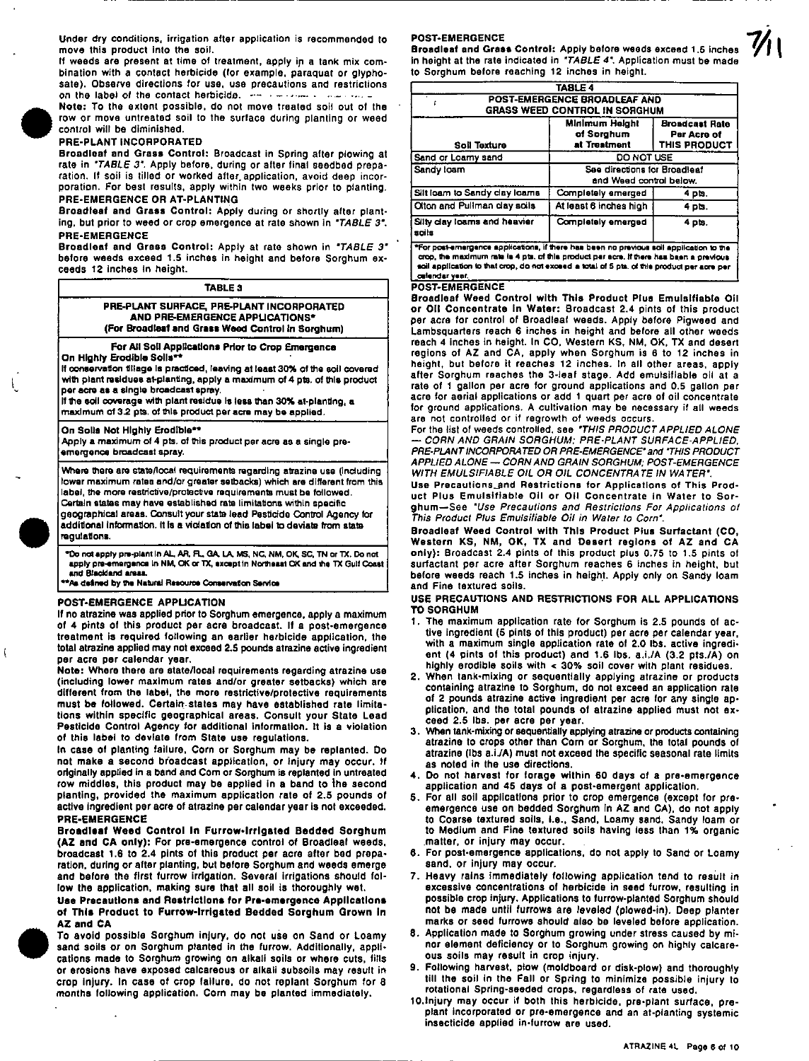Under dry conditions, irrigation after application is recommended to move this product into the soil.

If weeds are present at time of treatment, apply in a tank mix combination with a contact herbicide (for example, paraquat or glyphosate). Observe directions for use, use precautions and restrictions on the label of the contact herbicide.

**Note:** To the extent possible, do not move treated soil out of the row or move untreated soil to the surface during planting or weed control will be diminished.

**PRE-PLANT INCORPORATED**

**Broadleaf and Grass Control:** Broadcast in Spring after plowing at rate in *"TABLE 3"*. Apply before, during or after final seedbed preparation. If soil is tilled or worked after application, avoid deep incorporation. For best results, apply within two weeks prior to planting.

**PRE-EMERGENCE OR AT-PLANTING**

**Broadleaf and Grass Control:** Apply during or shortly after planting, but prior to weed or crop emergence at rate shown in *"TABLE 3"*.

**PRE-EMERGENCE**

**Broadleaf and Grass Control:** Apply at rate shown in *"TABLE 3"* before weeds exceed 1.5 inches in height and before Sorghum exceeds 12 inches in height.

**TABLE 3**

**PRE-PLANT SURFACE, PRE-PLANT INCORPORATED AND PRE-EMERGENCE APPLICATIONS***
**(For Broadleaf and Grass Weed Control in Sorghum)**

**For All Soil Applications Prior to Crop Emergence**

**On Highly Erodible Soils****

If conservation tillage is practiced, leaving at least 30% of the soil covered with plant residues at-planting, apply a maximum of 4 pts. of this product per acre as a single broadcast spray.

If the soil coverage with plant residue is less than 30% at-planting, a maximum of 3.2 pts. of this product per acre may be applied.

**On Soils Not Highly Erodible****

Apply a maximum of 4 pts. of this product per acre as a single pre-emergence broadcast spray.

Where there are state/local requirements regarding atrazine use (including lower maximum rates and/or greater setbacks) which are different from this label, the more restrictive/protective requirements must be followed. Certain states may have established rate limitations within specific geographical areas. Consult your state lead Pesticide Control Agency for additional information. It is a violation of this label to deviate from state regulations.

*Do not apply pre-plant in AL, AR, FL, GA, LA, MS, NC, NM, OK, SC, TN or TX. Do not apply pre-emergence in NM, OK or TX, except in Northeast OK and the TX Gulf Coast and Blackland areas.

**As defined by the Natural Resource Conservation Service

**POST-EMERGENCE APPLICATION**

If no atrazine was applied prior to Sorghum emergence, apply a maximum of 4 pints of this product per acre broadcast. If a post-emergence treatment is required following an earlier herbicide application, the total atrazine applied may not exceed 2.5 pounds atrazine active ingredient per acre per calendar year.

**Note:** Where there are state/local requirements regarding atrazine use (including lower maximum rates and/or greater setbacks) which are different from the label, the more restrictive/protective requirements must be followed. Certain states may have established rate limitations within specific geographical areas. Consult your State Lead Pesticide Control Agency for additional information. It is a violation of this label to deviate from State use regulations.

In case of planting failure, Corn or Sorghum may be replanted. Do not make a second broadcast application, or injury may occur. If originally applied in a band and Corn or Sorghum is replanted in untreated row middles, this product may be applied in a band to the second planting, provided the maximum application rate of 2.5 pounds of active ingredient per acre of atrazine per calendar year is not exceeded.

**PRE-EMERGENCE**

**Broadleaf Weed Control in Furrow-Irrigated Bedded Sorghum (AZ and CA only):** For pre-emergence control of Broadleaf weeds, broadcast 1.6 to 2.4 pints of this product per acre after bed preparation, during or after planting, but before Sorghum and weeds emerge and before the first furrow irrigation. Several irrigations should follow the application, making sure that all soil is thoroughly wet.

**Use Precautions and Restrictions for Pre-emergence Applications of This Product to Furrow-Irrigated Bedded Sorghum Grown in AZ and CA**

To avoid possible Sorghum injury, do not use on Sand or Loamy sand soils or on Sorghum planted in the furrow. Additionally, applications made to Sorghum growing on alkali soils or where cuts, fills or erosions have exposed calcareous or alkali subsoils may result in crop injury. In case of crop failure, do not replant Sorghum for 8 months following application. Corn may be planted immediately.

**POST-EMERGENCE**

**Broadleaf and Grass Control:** Apply before weeds exceed 1.5 inches in height at the rate indicated in *"TABLE 4"*. Application must be made to Sorghum before reaching 12 inches in height.

**TABLE 4**
**POST-EMERGENCE BROADLEAF AND GRASS WEED CONTROL IN SORGHUM**

| Soil Texture | Minimum Height of Sorghum at Treatment | Broadcast Rate Per Acre of THIS PRODUCT |
|---|---|---|
| Sand or Loamy sand | DO NOT USE | |
| Sandy loam | See directions for Broadleaf and Weed control below. | |
| Silt loam to Sandy clay loams | Completely emerged | 4 pts. |
| Olton and Pullman clay soils | At least 6 inches high | 4 pts. |
| Silty clay loams and heavier soils | Completely emerged | 4 pts. |

*For post-emergence applications, if there has been no previous soil application to the crop, the maximum rate is 4 pts. of this product per acre. If there has been a previous soil application to that crop, do not exceed a total of 5 pts. of this product per acre per calendar year.

**POST-EMERGENCE**

**Broadleaf Weed Control with This Product Plus Emulsifiable Oil or Oil Concentrate in Water:** Broadcast 2.4 pints of this product per acre for control of Broadleaf weeds. Apply before Pigweed and Lambsquarters reach 6 inches in height and before all other weeds reach 4 inches in height. In CO, Western KS, NM, OK, TX and desert regions of AZ and CA, apply when Sorghum is 6 to 12 inches in height, but before it reaches 12 inches. In all other areas, apply after Sorghum reaches the 3-leaf stage. Add emulsifiable oil at a rate of 1 gallon per acre for ground applications and 0.5 gallon per acre for aerial applications or add 1 quart per acre of oil concentrate for ground applications. A cultivation may be necessary if all weeds are not controlled or if regrowth of weeds occurs.

For the list of weeds controlled, see *"THIS PRODUCT APPLIED ALONE — CORN AND GRAIN SORGHUM; PRE-PLANT SURFACE-APPLIED, PRE-PLANT INCORPORATED OR PRE-EMERGENCE"* and *"THIS PRODUCT APPLIED ALONE — CORN AND GRAIN SORGHUM; POST-EMERGENCE WITH EMULSIFIABLE OIL OR OIL CONCENTRATE IN WATER"*.

**Use Precautions and Restrictions for Applications of This Product Plus Emulsifiable Oil or Oil Concentrate in Water to Sorghum**—See *"Use Precautions and Restrictions For Applications of This Product Plus Emulsifiable Oil in Water to Corn"*.

**Broadleaf Weed Control with This Product Plus Surfactant (CO, Western KS, NM, OK, TX and Desert regions of AZ and CA only):** Broadcast 2.4 pints of this product plus 0.75 to 1.5 pints of surfactant per acre after Sorghum reaches 6 inches in height, but before weeds reach 1.5 inches in height. Apply only on Sandy loam and Fine textured soils.

**USE PRECAUTIONS AND RESTRICTIONS FOR ALL APPLICATIONS TO SORGHUM**

1. The maximum application rate for Sorghum is 2.5 pounds of active ingredient (5 pints of this product) per acre per calendar year, with a maximum single application rate of 2.0 lbs. active ingredient (4 pints of this product) and 1.6 lbs. a.i./A (3.2 pts./A) on highly erodible soils with < 30% soil cover with plant residues.
2. When tank-mixing or sequentially applying atrazine or products containing atrazine to Sorghum, do not exceed an application rate of 2 pounds atrazine active ingredient per acre for any single application, and the total pounds of atrazine applied must not exceed 2.5 lbs. per acre per year.
3. When tank-mixing or sequentially applying atrazine or products containing atrazine to crops other than Corn or Sorghum, the total pounds of atrazine (lbs a.i./A) must not exceed the specific seasonal rate limits as noted in the use directions.
4. Do not harvest for forage within 60 days of a pre-emergence application and 45 days of a post-emergent application.
5. For all soil applications prior to crop emergence (except for pre-emergence use on bedded Sorghum in AZ and CA), do not apply to Coarse textured soils, i.e., Sand, Loamy sand, Sandy loam or to Medium and Fine textured soils having less than 1% organic matter, or injury may occur.
6. For post-emergence applications, do not apply to Sand or Loamy sand, or injury may occur.
7. Heavy rains immediately following application tend to result in excessive concentrations of herbicide in seed furrow, resulting in possible crop injury. Applications to furrow-planted Sorghum should not be made until furrows are leveled (plowed-in). Deep planter marks or seed furrows should also be leveled before application.
8. Application made to Sorghum growing under stress caused by minor element deficiency or to Sorghum growing on highly calcareous soils may result in crop injury.
9. Following harvest, plow (moldboard or disk-plow) and thoroughly till the soil in the Fall or Spring to minimize possible injury to rotational Spring-seeded crops, regardless of rate used.
10. Injury may occur if both this herbicide, pre-plant surface, pre-plant incorporated or pre-emergence and an at-planting systemic insecticide applied in-furrow are used.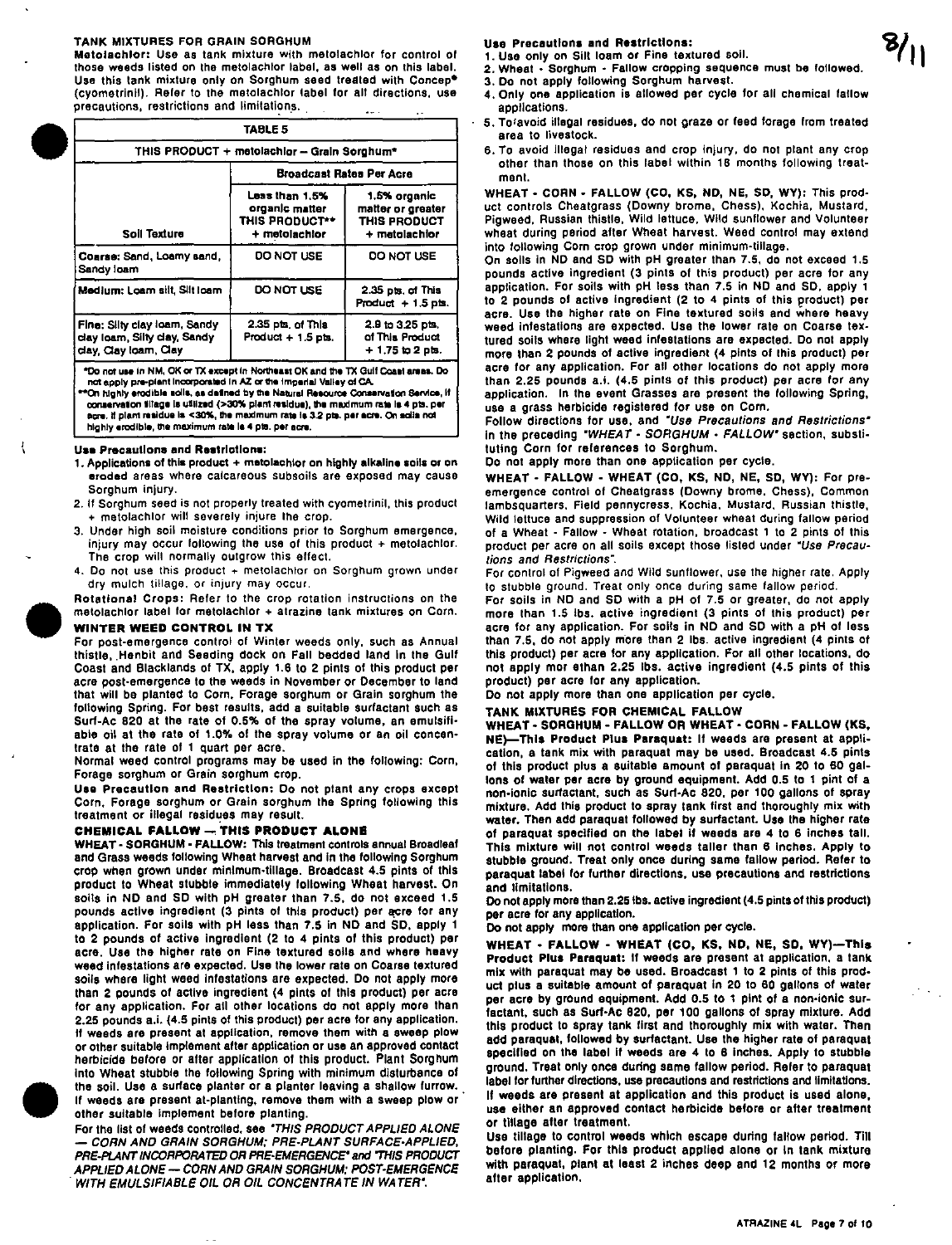### TANK MIXTURES FOR GRAIN SORGHUM

**Metolachlor:** Use as tank mixture with metolachlor for control of those weeds listed on the metolachlor label, as well as on this label. Use this tank mixture only on Sorghum seed treated with Concep* (cyometrinil). Refer to the metolachlor label for all directions, use precautions, restrictions and limitations.

| TABLE 5 | | |
|---|---|---|
| THIS PRODUCT + metolachlor – Grain Sorghum* | | |
| | Broadcast Rates Per Acre | |
| Soil Texture | Less than 1.5% organic matter THIS PRODUCT** + metolachlor | 1.5% organic matter or greater THIS PRODUCT + metolachlor |
| Coarse: Sand, Loamy sand, Sandy loam | DO NOT USE | DO NOT USE |
| Medium: Loam silt, Silt loam | DO NOT USE | 2.35 pts. of This Product + 1.5 pts. |
| Fine: Silty clay loam, Sandy clay loam, Silty clay, Sandy clay, Clay loam, Clay | 2.35 pts. of This Product + 1.5 pts. | 2.9 to 3.25 pts. of This Product + 1.75 to 2 pts. |

*Do not use in NM, OK or TX except in Northeast OK and the TX Gulf Coast areas. Do not apply pre-plant incorporated in AZ or the Imperial Valley of CA.

**On highly erodible soils, as defined by the Natural Resource Conservation Service, if conservation tillage is utilized (>30% plant residue), the maximum rate is 4 pts. per acre. If plant residue is <30%, the maximum rate is 3.2 pts. per acre. On soils not highly erodible, the maximum rate is 4 pts. per acre.

**Use Precautions and Restrictions:**

1. Applications of this product + metolachlor on highly alkaline soils or on eroded areas where calcareous subsoils are exposed may cause Sorghum injury.
2. If Sorghum seed is not properly treated with cyometrinil, this product + metolachlor will severely injure the crop.
3. Under high soil moisture conditions prior to Sorghum emergence, injury may occur following the use of this product + metolachlor. The crop will normally outgrow this effect.
4. Do not use this product + metolachlor on Sorghum grown under dry mulch tillage, or injury may occur.

**Rotational Crops:** Refer to the crop rotation instructions on the metolachlor label for metolachlor + atrazine tank mixtures on Corn.

### WINTER WEED CONTROL IN TX

For post-emergence control of Winter weeds only, such as Annual thistle, Henbit and Seeding dock on Fall bedded land in the Gulf Coast and Blacklands of TX, apply 1.6 to 2 pints of this product per acre post-emergence to the weeds in November or December to land that will be planted to Corn, Forage sorghum or Grain sorghum the following Spring. For best results, add a suitable surfactant such as Surf-Ac 820 at the rate of 0.5% of the spray volume, an emulsifiable oil at the rate of 1.0% of the spray volume or an oil concentrate at the rate of 1 quart per acre.

Normal weed control programs may be used in the following: Corn, Forage sorghum or Grain sorghum crop.

**Use Precaution and Restriction:** Do not plant any crops except Corn, Forage sorghum or Grain sorghum the Spring following this treatment or illegal residues may result.

### CHEMICAL FALLOW — THIS PRODUCT ALONE

**WHEAT - SORGHUM - FALLOW:** This treatment controls annual Broadleaf and Grass weeds following Wheat harvest and in the following Sorghum crop when grown under minimum-tillage. Broadcast 4.5 pints of this product to Wheat stubble immediately following Wheat harvest. On soils in ND and SD with pH greater than 7.5, do not exceed 1.5 pounds active ingredient (3 pints of this product) per acre for any application. For soils with pH less than 7.5 in ND and SD, apply 1 to 2 pounds of active ingredient (2 to 4 pints of this product) per acre. Use the higher rate on Fine textured soils and where heavy weed infestations are expected. Use the lower rate on Coarse textured soils where light weed infestations are expected. Do not apply more than 2 pounds of active ingredient (4 pints of this product) per acre for any application. For all other locations do not apply more than 2.25 pounds a.i. (4.5 pints of this product) per acre for any application. If weeds are present at application, remove them with a sweep plow or other suitable implement after application or use an approved contact herbicide before or after application of this product. Plant Sorghum into Wheat stubble the following Spring with minimum disturbance of the soil. Use a surface planter or a planter leaving a shallow furrow. If weeds are present at-planting, remove them with a sweep plow or other suitable implement before planting.

For the list of weeds controlled, see *"THIS PRODUCT APPLIED ALONE — CORN AND GRAIN SORGHUM; PRE-PLANT SURFACE-APPLIED, PRE-PLANT INCORPORATED OR PRE-EMERGENCE"* and *"THIS PRODUCT APPLIED ALONE — CORN AND GRAIN SORGHUM; POST-EMERGENCE WITH EMULSIFIABLE OIL OR OIL CONCENTRATE IN WATER"*.

**Use Precautions and Restrictions:**

1. Use only on Silt loam or Fine textured soil.
2. Wheat - Sorghum - Fallow cropping sequence must be followed.
3. Do not apply following Sorghum harvest.
4. Only one application is allowed per cycle for all chemical fallow applications.
5. To avoid illegal residues, do not graze or feed forage from treated area to livestock.
6. To avoid illegal residues and crop injury, do not plant any crop other than those on this label within 18 months following treatment.

**WHEAT - CORN - FALLOW (CO, KS, ND, NE, SD, WY):** This product controls Cheatgrass (Downy brome, Chess), Kochia, Mustard, Pigweed, Russian thistle, Wild lettuce, Wild sunflower and Volunteer wheat during period after Wheat harvest. Weed control may extend into following Corn crop grown under minimum-tillage.

On soils in ND and SD with pH greater than 7.5, do not exceed 1.5 pounds active ingredient (3 pints of this product) per acre for any application. For soils with pH less than 7.5 in ND and SD, apply 1 to 2 pounds of active ingredient (2 to 4 pints of this product) per acre. Use the higher rate on Fine textured soils and where heavy weed infestations are expected. Use the lower rate on Coarse textured soils where light weed infestations are expected. Do not apply more than 2 pounds of active ingredient (4 pints of this product) per acre for any application. For all other locations do not apply more than 2.25 pounds a.i. (4.5 pints of this product) per acre for any application. In the event Grasses are present the following Spring, use a grass herbicide registered for use on Corn.

Follow directions for use, and *"Use Precautions and Restrictions"* in the preceding *"WHEAT - SORGHUM - FALLOW"* section, substituting Corn for references to Sorghum.

Do not apply more than one application per cycle.

**WHEAT - FALLOW - WHEAT (CO, KS, ND, NE, SD, WY):** For pre-emergence control of Cheatgrass (Downy brome, Chess), Common lambsquarters, Field pennycress, Kochia, Mustard, Russian thistle, Wild lettuce and suppression of Volunteer wheat during fallow period of a Wheat - Fallow - Wheat rotation, broadcast 1 to 2 pints of this product per acre on all soils except those listed under *"Use Precautions and Restrictions"*.

For control of Pigweed and Wild sunflower, use the higher rate. Apply to stubble ground. Treat only once during same fallow period.

For soils in ND and SD with a pH of 7.5 or greater, do not apply more than 1.5 lbs. active ingredient (3 pints of this product) per acre for any application. For soils in ND and SD with a pH of less than 7.5, do not apply more than 2 lbs. active ingredient (4 pints of this product) per acre for any application. For all other locations, do not apply mor ethan 2.25 lbs. active ingredient (4.5 pints of this product) per acre for any application.

Do not apply more than one application per cycle.

### TANK MIXTURES FOR CHEMICAL FALLOW

**WHEAT - SORGHUM - FALLOW OR WHEAT - CORN - FALLOW (KS, NE)—This Product Plus Paraquat:** If weeds are present at application, a tank mix with paraquat may be used. Broadcast 4.5 pints of this product plus a suitable amount of paraquat in 20 to 60 gallons of water per acre by ground equipment. Add 0.5 to 1 pint of a non-ionic surfactant, such as Surf-Ac 820, per 100 gallons of spray mixture. Add this product to spray tank first and thoroughly mix with water. Then add paraquat followed by surfactant. Use the higher rate of paraquat specified on the label if weeds are 4 to 6 inches tall. This mixture will not control weeds taller than 6 inches. Apply to stubble ground. Treat only once during same fallow period. Refer to paraquat label for further directions, use precautions and restrictions and limitations.

Do not apply more than 2.25 lbs. active ingredient (4.5 pints of this product) per acre for any application.

Do not apply more than one application per cycle.

**WHEAT - FALLOW - WHEAT (CO, KS, ND, NE, SD, WY)—This Product Plus Paraquat:** If weeds are present at application, a tank mix with paraquat may be used. Broadcast 1 to 2 pints of this product plus a suitable amount of paraquat in 20 to 60 gallons of water per acre by ground equipment. Add 0.5 to 1 pint of a non-ionic surfactant, such as Surf-Ac 820, per 100 gallons of spray mixture. Add this product to spray tank first and thoroughly mix with water. Then add paraquat, followed by surfactant. Use the higher rate of paraquat specified on the label if weeds are 4 to 6 inches. Apply to stubble ground. Treat only once during same fallow period. Refer to paraquat label for further directions, use precautions and restrictions and limitations. If weeds are present at application and this product is used alone, use either an approved contact herbicide before or after treatment or tillage after treatment.

Use tillage to control weeds which escape during fallow period. Till before planting. For this product applied alone or in tank mixture with paraquat, plant at least 2 inches deep and 12 months or more after application.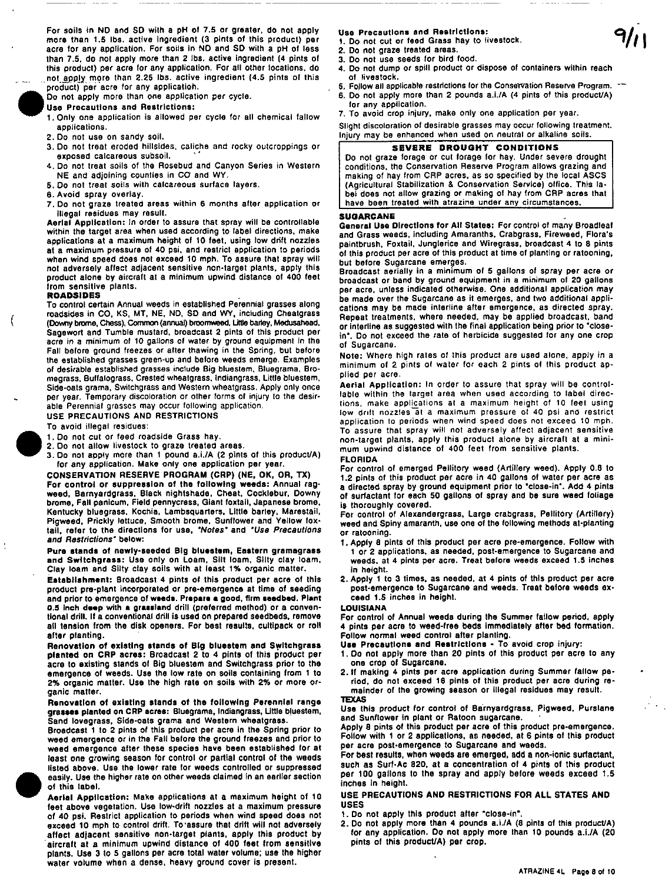For soils in ND and SD with a pH of 7.5 or greater, do not apply more than 1.5 lbs. active ingredient (3 pints of this product) per acre for any application. For soils in ND and SD with a pH of less than 7.5, do not apply more than 2 lbs. active ingredient (4 pints of this product) per acre for any application. For all other locations, do not apply more than 2.25 lbs. active ingredient (4.5 pints of this product) per acre for any application.

Do not apply more than one application per cycle.

**Use Precautions and Restrictions:**

1. Only one application is allowed per cycle for all chemical fallow applications.
2. Do not use on sandy soil.
3. Do not treat eroded hillsides, caliche and rocky outcroppings or exposed calcareous subsoil.
4. Do not treat soils of the Rosebud and Canyon Series in Western NE and adjoining counties in CO and WY.
5. Do not treat soils with calcareous surface layers.
6. Avoid spray overlay.
7. Do not graze treated areas within 6 months after application or illegal residues may result.

**Aerial Application:** In order to assure that spray will be controllable within the target area when used according to label directions, make applications at a maximum height of 10 feet, using low drift nozzles at a maximum pressure of 40 psi, and restrict application to periods when wind speed does not exceed 10 mph. To assure that spray will not adversely affect adjacent sensitive non-target plants, apply this product alone by aircraft at a minimum upwind distance of 400 feet from sensitive plants.

## ROADSIDES

To control certain Annual weeds in established Perennial grasses along roadsides in CO, KS, MT, NE, ND, SD and WY, including Cheatgrass (Downy brome, Chess), Common (annual) broomweed, Little barley, Medusahead, Sagewort and Tumble mustard, broadcast 2 pints of this product per acre in a minimum of 10 gallons of water by ground equipment in the Fall before ground freezes or after thawing in the Spring, but before the established grasses green-up and before weeds emerge. Examples of desirable established grasses include Big bluestem, Bluegrama, Bromegrass, Buffalograss, Crested wheatgrass, Indiangrass, Little bluestem, Side-oats grama, Switchgrass and Western wheatgrass. Apply only once per year. Temporary discoloration or other forms of injury to the desirable Perennial grasses may occur following application.

USE PRECAUTIONS AND RESTRICTIONS

To avoid illegal residues:

1. Do not cut or feed roadside Grass hay.
2. Do not allow livestock to graze treated areas.
3. Do not apply more than 1 pound a.i./A (2 pints of this product/A) for any application. Make only one application per year.

## CONSERVATION RESERVE PROGRAM (CRP) (NE, OK, OR, TX)

**For control or suppression of the following weeds:** Annual ragweed, Barnyardgrass, Black nightshade, Cheat, Cocklebur, Downy brome, Fall panicum, Field pennycress, Giant foxtail, Japanese brome, Kentucky bluegrass, Kochia, Lambsquarters, Little barley, Marestail, Pigweed, Prickly lettuce, Smooth brome, Sunflower and Yellow foxtail, refer to the directions for use, *"Notes"* and *"Use Precautions and Restrictions"* below:

**Pure stands of newly-seeded Big bluestem, Eastern gramagrass and Switchgrass:** Use only on Loam, Silt loam, Silty clay loam, Clay loam and Silty clay soils with at least 1% organic matter.

**Establishment:** Broadcast 4 pints of this product per acre of this product pre-plant incorporated or pre-emergence at time of seeding and prior to emergence of weeds. **Prepare a good, firm seedbed. Plant 0.5 inch deep with a grassland drill (preferred method) or a conventional drill.** If a conventional drill is used on prepared seedbeds, remove all tension from the disk openers. For best results, cultipack or roll after planting.

**Renovation of existing stands of Big bluestem and Switchgrass planted on CRP acres:** Broadcast 2 to 4 pints of this product per acre to existing stands of Big bluestem and Switchgrass prior to the emergence of weeds. Use the low rate on soils containing from 1 to 2% organic matter. Use the high rate on soils with 2% or more organic matter.

**Renovation of existing stands of the following Perennial range grasses planted on CRP acres:** Bluegrama, Indiangrass, Little bluestem, Sand lovegrass, Side-oats grama and Western wheatgrass.

Broadcast 1 to 2 pints of this product per acre in the Spring prior to weed emergence or in the Fall before the ground freezes and prior to weed emergence after these species have been established for at least one growing season for control or partial control of the weeds listed above. Use the lower rate for weeds controlled or suppressed easily. Use the higher rate on other weeds claimed in an earlier section of this label.

**Aerial Application:** Make applications at a maximum height of 10 feet above vegetation. Use low-drift nozzles at a maximum pressure of 40 psi. Restrict application to periods when wind speed does not exceed 10 mph to control drift. To assure that drift will not adversely affect adjacent sensitive non-target plants, apply this product by aircraft at a minimum upwind distance of 400 feet from sensitive plants. Use 3 to 5 gallons per acre total water volume; use the higher water volume when a dense, heavy ground cover is present.

**Use Precautions and Restrictions:**

1. Do not cut or feed Grass hay to livestock.
2. Do not graze treated areas.
3. Do not use seeds for bird food.
4. Do not dump or spill product or dispose of containers within reach of livestock.
5. Follow all applicable restrictions for the Conservation Reserve Program.
6. Do not apply more than 2 pounds a.i./A (4 pints of this product/A) for any application.
7. To avoid crop injury, make only one application per year.

Slight discoloration of desirable grasses may occur following treatment. Injury may be enhanced when used on neutral or alkaline soils.

**SEVERE DROUGHT CONDITIONS**

Do not graze forage or cut forage for hay. Under severe drought conditions, the Conservation Reserve Program allows grazing and making of hay from CRP acres, as so specified by the local ASCS (Agricultural Stabilization & Conservation Service) office. This label does not allow grazing or making of hay from CRP acres that have been treated with atrazine under any circumstances.

## SUGARCANE

**General Use Directions for All States:** For control of many Broadleaf and Grass weeds, including Amaranths, Crabgrass, Fireweed, Flora's paintbrush, Foxtail, Junglerice and Wiregrass, broadcast 4 to 8 pints of this product per acre of this product at time of planting or ratooning, but before Sugarcane emerges.

Broadcast aerially in a minimum of 5 gallons of spray per acre or broadcast or band by ground equipment in a minimum of 20 gallons per acre, unless indicated otherwise. One additional application may be made over the Sugarcane as it emerges, and two additional applications may be made interline after emergence, as directed spray. Repeat treatments, where needed, may be applied broadcast, band or interline as suggested with the final application being prior to "close-in". Do not exceed the rate of herbicide suggested for any one crop of Sugarcane.

**Note:** Where high rates of this product are used alone, apply in a minimum of 2 pints of water for each 2 pints of this product applied per acre.

**Aerial Application:** In order to assure that spray will be controllable within the target area when used according to label directions, make applications at a maximum height of 10 feet using low drift nozzles at a maximum pressure of 40 psi and restrict application to periods when wind speed does not exceed 10 mph. To assure that spray will not adversely affect adjacent sensitive non-target plants, apply this product alone by aircraft at a minimum upwind distance of 400 feet from sensitive plants.

### FLORIDA

For control of emerged Pellitory weed (Artillery weed). Apply 0.8 to 1.2 pints of this product per acre in 40 gallons of water per acre as a directed spray by ground equipment prior to "close-in". Add 4 pints of surfactant for each 50 gallons of spray and be sure weed foliage is thoroughly covered.

For control of Alexandergrass, Large crabgrass, Pellitory (Artillery) weed and Spiny amaranth, use one of the following methods at-planting or ratooning.

1. Apply 8 pints of this product per acre pre-emergence. Follow with 1 or 2 applications, as needed, post-emergence to Sugarcane and weeds, at 4 pints per acre. Treat before weeds exceed 1.5 inches in height.
2. Apply 1 to 3 times, as needed, at 4 pints of this product per acre post-emergence to Sugarcane and weeds. Treat before weeds exceed 1.5 inches in height.

### LOUISIANA

For control of Annual weeds during the Summer fallow period, apply 4 pints per acre to weed-free beds immediately after bed formation. Follow normal weed control after planting.

**Use Precautions and Restrictions** - To avoid crop injury:

1. Do not apply more than 20 pints of this product per acre to any one crop of Sugarcane.
2. If making 4 pints per acre application during Summer fallow period, do not exceed 16 pints of this product per acre during remainder of the growing season or illegal residues may result.

### TEXAS

Use this product for control of Barnyardgrass, Pigweed, Purslane and Sunflower in plant or Ratoon sugarcane.

Apply 8 pints of this product pre-emergence. Follow with 1 or 2 applications, as needed, at 6 pints of this product per acre post-emergence to Sugarcane and weeds.

For best results, when weeds are emerged, add a non-ionic surfactant, such as Surf-Ac 820, at a concentration of 4 pints of this product per 100 gallons to the spray and apply before weeds exceed 1.5 inches in height.

### USE PRECAUTIONS AND RESTRICTIONS FOR ALL STATES AND USES

1. Do not apply this product after "close-in".
2. Do not apply more than 4 pounds a.i./A (8 pints of this product/A) for any application. Do not apply more than 10 pounds a.i./A (20 pints of this product/A) per crop.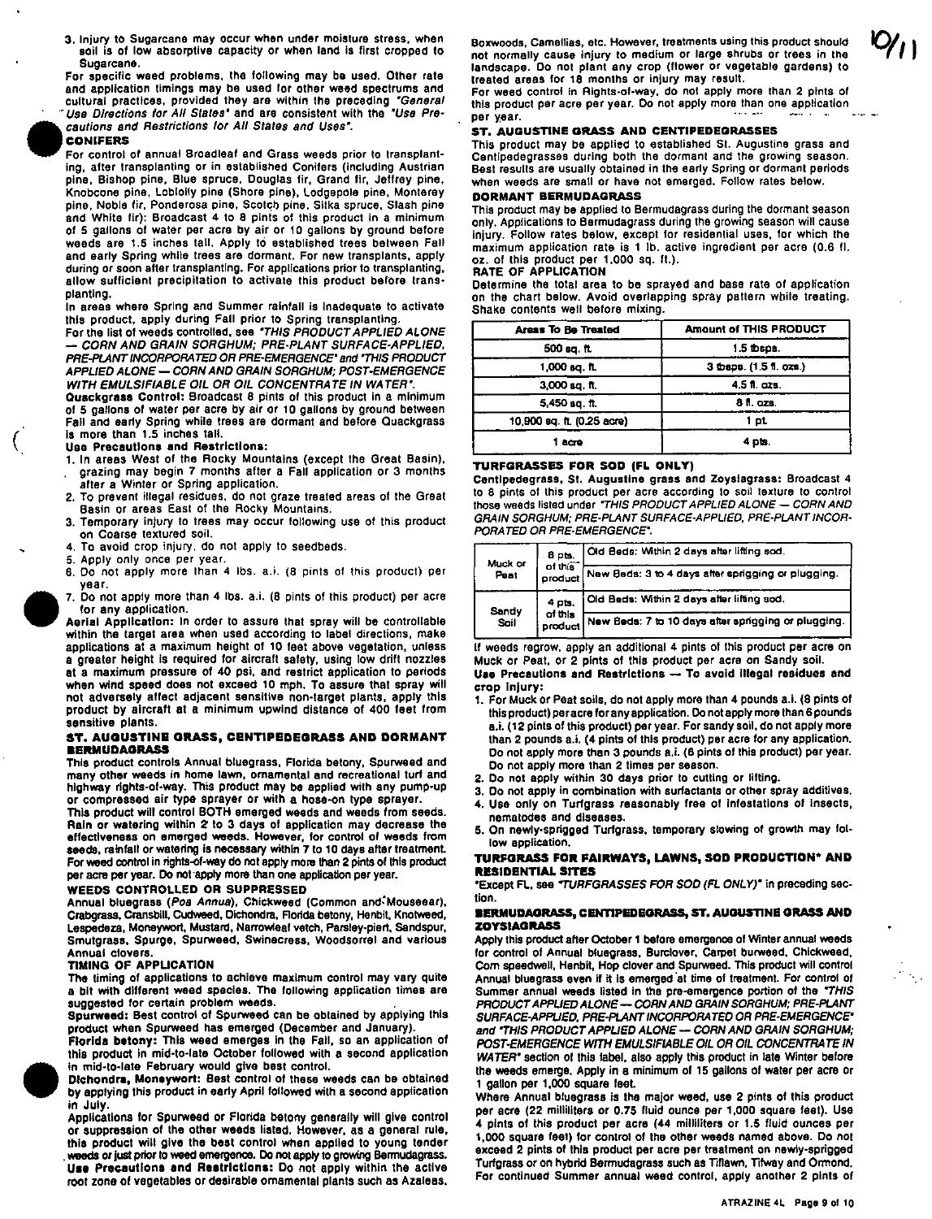3. Injury to Sugarcane may occur when under moisture stress, when soil is of low absorptive capacity or when land is first cropped to Sugarcane.

For specific weed problems, the following may be used. Other rate and application timings may be used for other weed spectrums and cultural practices, provided they are within the preceding *"General Use Directions for All States"* and are consistent with the *"Use Precautions and Restrictions for All States and Uses"*.

### CONIFERS

For control of annual Broadleaf and Grass weeds prior to transplanting, after transplanting or in established Conifers (including Austrian pine, Bishop pine, Blue spruce, Douglas fir, Grand fir, Jeffrey pine, Knobcone pine, Loblolly pine (Shore pine), Lodgepole pine, Monterey pine, Noble fir, Ponderosa pine, Scotch pine, Sitka spruce, Slash pine and White fir): Broadcast 4 to 8 pints of this product in a minimum of 5 gallons of water per acre by air or 10 gallons by ground before weeds are 1.5 inches tall. Apply to established trees between Fall and early Spring while trees are dormant. For new transplants, apply during or soon after transplanting. For applications prior to transplanting, allow sufficient precipitation to activate this product before transplanting.

In areas where Spring and Summer rainfall is inadequate to activate this product, apply during Fall prior to Spring transplanting.

For the list of weeds controlled, see *"THIS PRODUCT APPLIED ALONE — CORN AND GRAIN SORGHUM; PRE-PLANT SURFACE-APPLIED, PRE-PLANT INCORPORATED OR PRE-EMERGENCE"* and *"THIS PRODUCT APPLIED ALONE — CORN AND GRAIN SORGHUM; POST-EMERGENCE WITH EMULSIFIABLE OIL OR OIL CONCENTRATE IN WATER"*.

**Quackgrass Control:** Broadcast 8 pints of this product in a minimum of 5 gallons of water per acre by air or 10 gallons by ground between Fall and early Spring while trees are dormant and before Quackgrass is more than 1.5 inches tall.

**Use Precautions and Restrictions:**

1. In areas West of the Rocky Mountains (except the Great Basin), grazing may begin 7 months after a Fall application or 3 months after a Winter or Spring application.
2. To prevent illegal residues, do not graze treated areas of the Great Basin or areas East of the Rocky Mountains.
3. Temporary injury to trees may occur following use of this product on Coarse textured soil.
4. To avoid crop injury, do not apply to seedbeds.
5. Apply only once per year.
6. Do not apply more than 4 lbs. a.i. (8 pints of this product) per year.
7. Do not apply more than 4 lbs. a.i. (8 pints of this product) per acre for any application.

**Aerial Application:** In order to assure that spray will be controllable within the target area when used according to label directions, make applications at a maximum height of 10 feet above vegetation, unless a greater height is required for aircraft safety, using low drift nozzles at a maximum pressure of 40 psi, and restrict application to periods when wind speed does not exceed 10 mph. To assure that spray will not adversely affect adjacent sensitive non-target plants, apply this product by aircraft at a minimum upwind distance of 400 feet from sensitive plants.

### ST. AUGUSTINE GRASS, CENTIPEDEGRASS AND DORMANT BERMUDAGRASS

This product controls Annual bluegrass, Florida betony, Spurweed and many other weeds in home lawn, ornamental and recreational turf and highway rights-of-way. This product may be applied with any pump-up or compressed air type sprayer or with a hose-on type sprayer.

This product will control BOTH emerged weeds and weeds from seeds. Rain or watering within 2 to 3 days of application may decrease the effectiveness on emerged weeds. However, for control of weeds from seeds, rainfall or watering is necessary within 7 to 10 days after treatment. For weed control in rights-of-way do not apply more than 2 pints of this product per acre per year. Do not apply more than one application per year.

#### WEEDS CONTROLLED OR SUPPRESSED

Annual bluegrass (*Poa Annua*), Chickweed (Common and Mouseear), Crabgrass, Cransbill, Cudweed, Dichondra, Florida betony, Henbit, Knotweed, Lespedeza, Moneywort, Mustard, Narrowleaf vetch, Parsley-piert, Sandspur, Smutgrass, Spurge, Spurweed, Swinecress, Woodsorrel and various Annual clovers.

#### TIMING OF APPLICATION

The timing of applications to achieve maximum control may vary quite a bit with different weed species. The following application times are suggested for certain problem weeds.

**Spurweed:** Best control of Spurweed can be obtained by applying this product when Spurweed has emerged (December and January).

**Florida betony:** This weed emerges in the Fall, so an application of this product in mid-to-late October followed with a second application in mid-to-late February would give best control.

**Dichondra, Moneywort:** Best control of these weeds can be obtained by applying this product in early April followed with a second application in July.

Applications for Spurweed or Florida betony generally will give control or suppression of the other weeds listed. However, as a general rule, this product will give the best control when applied to young tender weeds or just prior to weed emergence. Do not apply to growing Bermudagrass.

**Use Precautions and Restrictions:** Do not apply within the active root zone of vegetables or desirable ornamental plants such as Azaleas, Boxwoods, Camellias, etc. However, treatments using this product should not normally cause injury to medium or large shrubs or trees in the landscape. Do not plant any crop (flower or vegetable gardens) to treated areas for 18 months or injury may result.

For weed control in Rights-of-way, do not apply more than 2 pints of this product per acre per year. Do not apply more than one application per year.

#### ST. AUGUSTINE GRASS AND CENTIPEDEGRASSES

This product may be applied to established St. Augustine grass and Centipedegrasses during both the dormant and the growing season. Best results are usually obtained in the early Spring or dormant periods when weeds are small or have not emerged. Follow rates below.

#### DORMANT BERMUDAGRASS

This product may be applied to Bermudagrass during the dormant season only. Applications to Bermudagrass during the growing season will cause injury. Follow rates below, except for residential uses, for which the maximum application rate is 1 lb. active ingredient per acre (0.6 fl. oz. of this product per 1,000 sq. ft.).

#### RATE OF APPLICATION

Determine the total area to be sprayed and base rate of application on the chart below. Avoid overlapping spray pattern while treating. Shake contents well before mixing.

| Areas To Be Treated | Amount of THIS PRODUCT |
|---|---|
| 500 sq. ft. | 1.5 tbsps. |
| 1,000 sq. ft. | 3 tbsps. (1.5 fl. ozs.) |
| 3,000 sq. ft. | 4.5 fl. ozs. |
| 5,450 sq. ft. | 8 fl. ozs. |
| 10,900 sq. ft. (0.25 acre) | 1 pt. |
| 1 acre | 4 pts. |

#### TURFGRASSES FOR SOD (FL ONLY)

**Centipedegrass, St. Augustine grass and Zoysiagrass:** Broadcast 4 to 8 pints of this product per acre according to soil texture to control those weeds listed under *"THIS PRODUCT APPLIED ALONE — CORN AND GRAIN SORGHUM; PRE-PLANT SURFACE-APPLIED, PRE-PLANT INCORPORATED OR PRE-EMERGENCE"*.

| Soil | Rate | Timing |
|---|---|---|
| Muck or Peat | 8 pts. of this product | Old Beds: Within 2 days after lifting sod. |
| | | New Beds: 3 to 4 days after sprigging or plugging. |
| Sandy Soil | 4 pts. of this product | Old Beds: Within 2 days after lifting sod. |
| | | New Beds: 7 to 10 days after sprigging or plugging. |

If weeds regrow, apply an additional 4 pints of this product per acre on Muck or Peat, or 2 pints of this product per acre on Sandy soil.

**Use Precautions and Restrictions — To avoid illegal residues and crop injury:**

1. For Muck or Peat soils, do not apply more than 4 pounds a.i. (8 pints of this product) per acre for any application. Do not apply more than 6 pounds a.i. (12 pints of this product) per year. For sandy soil, do not apply more than 2 pounds a.i. (4 pints of this product) per acre for any application. Do not apply more than 3 pounds a.i. (6 pints of this product) per year. Do not apply more than 2 times per season.
2. Do not apply within 30 days prior to cutting or lifting.
3. Do not apply in combination with surfactants or other spray additives.
4. Use only on Turfgrass reasonably free of infestations of insects, nematodes and diseases.
5. On newly-sprigged Turfgrass, temporary slowing of growth may follow application.

### TURFGRASS FOR FAIRWAYS, LAWNS, SOD PRODUCTION* AND RESIDENTIAL SITES

*Except FL, see *"TURFGRASSES FOR SOD (FL ONLY)"* in preceding section.

#### BERMUDAGRASS, CENTIPEDEGRASS, ST. AUGUSTINE GRASS AND ZOYSIAGRASS

Apply this product after October 1 before emergence of Winter annual weeds for control of Annual bluegrass, Burclover, Carpet burweed, Chickweed, Corn speedwell, Henbit, Hop clover and Spurweed. This product will control Annual bluegrass even if it is emerged at time of treatment. For control of Summer annual weeds listed in the pre-emergence portion of the *"THIS PRODUCT APPLIED ALONE — CORN AND GRAIN SORGHUM; PRE-PLANT SURFACE-APPLIED, PRE-PLANT INCORPORATED OR PRE-EMERGENCE"* and *"THIS PRODUCT APPLIED ALONE — CORN AND GRAIN SORGHUM; POST-EMERGENCE WITH EMULSIFIABLE OIL OR OIL CONCENTRATE IN WATER"* section of this label, also apply this product in late Winter before the weeds emerge. Apply in a minimum of 15 gallons of water per acre or 1 gallon per 1,000 square feet.

Where Annual bluegrass is the major weed, use 2 pints of this product per acre (22 milliliters or 0.75 fluid ounce per 1,000 square feet). Use 4 pints of this product per acre (44 milliliters or 1.5 fluid ounces per 1,000 square feet) for control of the other weeds named above. Do not exceed 2 pints of this product per acre per treatment on newly-sprigged Turfgrass or on hybrid Bermudagrass such as Tiflawn, Tifway and Ormond. For continued Summer annual weed control, apply another 2 pints of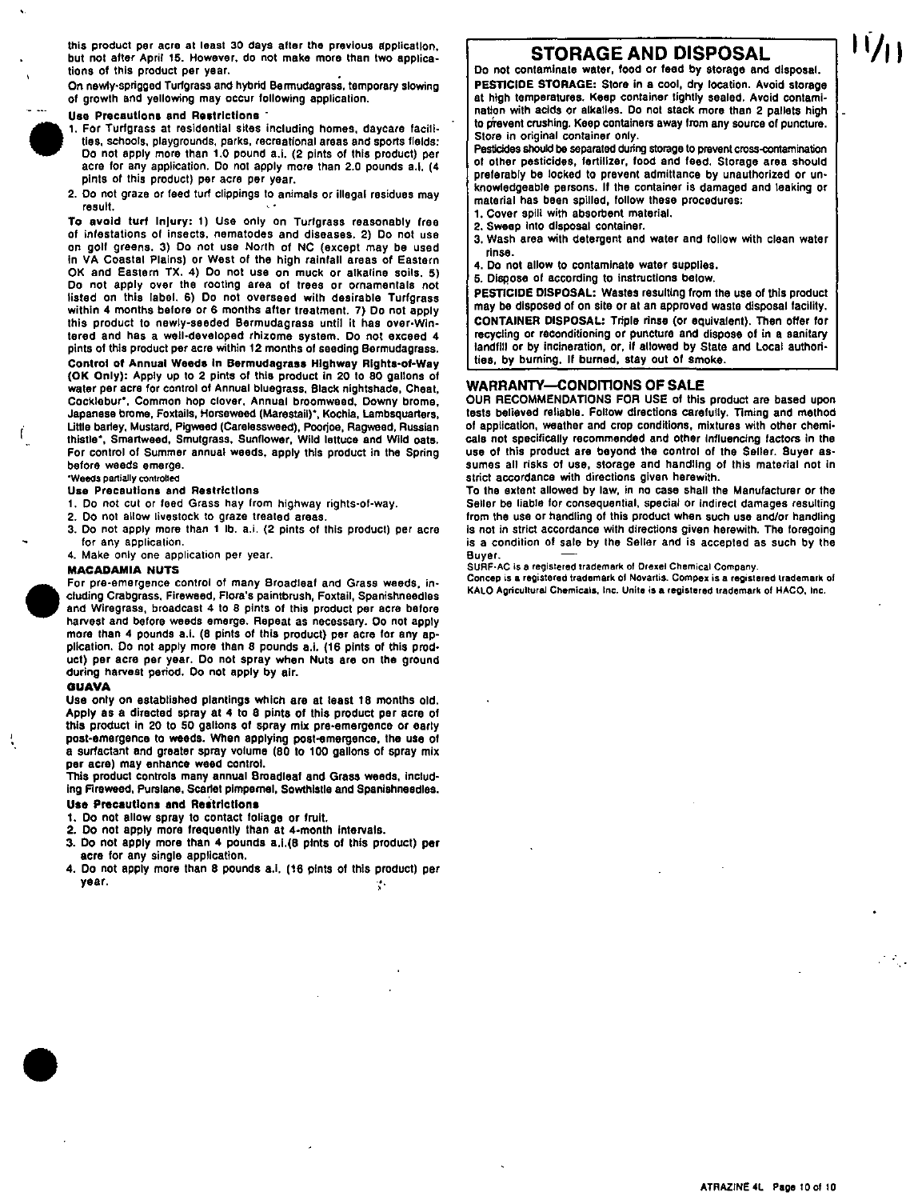this product per acre at least 30 days after the previous application, but not after April 15. However, do not make more than two applications of this product per year.

On newly-sprigged Turfgrass and hybrid Bermudagrass, temporary slowing of growth and yellowing may occur following application.

**Use Precautions and Restrictions**

1. For Turfgrass at residential sites including homes, daycare facilities, schools, playgrounds, parks, recreational areas and sports fields: Do not apply more than 1.0 pound a.i. (2 pints of this product) per acre for any application. Do not apply more than 2.0 pounds a.i. (4 pints of this product) per acre per year.
2. Do not graze or feed turf clippings to animals or illegal residues may result.

**To avoid turf injury:** 1) Use only on Turfgrass reasonably free of infestations of insects, nematodes and diseases. 2) Do not use on golf greens. 3) Do not use North of NC (except may be used in VA Coastal Plains) or West of the high rainfall areas of Eastern OK and Eastern TX. 4) Do not use on muck or alkaline soils. 5) Do not apply over the rooting area of trees or ornamentals not listed on this label. 6) Do not overseed with desirable Turfgrass within 4 months before or 6 months after treatment. 7) Do not apply this product to newly-seeded Bermudagrass until it has over-Wintered and has a well-developed rhizome system. Do not exceed 4 pints of this product per acre within 12 months of seeding Bermudagrass.

**Control of Annual Weeds in Bermudagrass Highway Rights-of-Way (OK Only):** Apply up to 2 pints of this product in 20 to 80 gallons of water per acre for control of Annual bluegrass, Black nightshade, Cheat, Cocklebur*, Common hop clover, Annual broomweed, Downy brome, Japanese brome, Foxtails, Horseweed (Marestail)*, Kochia, Lambsquarters, Little barley, Mustard, Pigweed (Carelessweed), Poorjoe, Ragweed, Russian thistle*, Smartweed, Smutgrass, Sunflower, Wild lettuce and Wild oats. For control of Summer annual weeds, apply this product in the Spring before weeds emerge.

*Weeds partially controlled

**Use Precautions and Restrictions**

1. Do not cut or feed Grass hay from highway rights-of-way.
2. Do not allow livestock to graze treated areas.
3. Do not apply more than 1 lb. a.i. (2 pints of this product) per acre for any application.
4. Make only one application per year.

**MACADAMIA NUTS**

For pre-emergence control of many Broadleaf and Grass weeds, including Crabgrass, Fireweed, Flora's paintbrush, Foxtail, Spanishneedles and Wiregrass, broadcast 4 to 8 pints of this product per acre before harvest and before weeds emerge. Repeat as necessary. Do not apply more than 4 pounds a.i. (8 pints of this product) per acre for any application. Do not apply more than 8 pounds a.i. (16 pints of this product) per acre per year. Do not spray when Nuts are on the ground during harvest period. Do not apply by air.

**GUAVA**

Use only on established plantings which are at least 18 months old. Apply as a directed spray at 4 to 8 pints of this product per acre of this product in 20 to 50 gallons of spray mix pre-emergence or early post-emergence to weeds. When applying post-emergence, the use of a surfactant and greater spray volume (80 to 100 gallons of spray mix per acre) may enhance weed control.

This product controls many annual Broadleaf and Grass weeds, including Fireweed, Purslane, Scarlet pimpernel, Sowthistle and Spanishneedles.

**Use Precautions and Restrictions**

1. Do not allow spray to contact foliage or fruit.
2. Do not apply more frequently than at 4-month intervals.
3. Do not apply more than 4 pounds a.i.(8 pints of this product) per acre for any single application.
4. Do not apply more than 8 pounds a.i. (16 pints of this product) per year.

## STORAGE AND DISPOSAL

Do not contaminate water, food or feed by storage and disposal.

**PESTICIDE STORAGE:** Store in a cool, dry location. Avoid storage at high temperatures. Keep container tightly sealed. Avoid contamination with acids or alkalies. Do not stack more than 2 pallets high to prevent crushing. Keep containers away from any source of puncture. Store in original container only.

Pesticides should be separated during storage to prevent cross-contamination of other pesticides, fertilizer, food and feed. Storage area should preferably be locked to prevent admittance by unauthorized or unknowledgeable persons. If the container is damaged and leaking or material has been spilled, follow these procedures:

1. Cover spill with absorbent material.
2. Sweep into disposal container.
3. Wash area with detergent and water and follow with clean water rinse.
4. Do not allow to contaminate water supplies.
5. Dispose of according to instructions below.

**PESTICIDE DISPOSAL:** Wastes resulting from the use of this product may be disposed of on site or at an approved waste disposal facility.

**CONTAINER DISPOSAL:** Triple rinse (or equivalent). Then offer for recycling or reconditioning or puncture and dispose of in a sanitary landfill or by incineration, or, if allowed by State and Local authorities, by burning. If burned, stay out of smoke.

## WARRANTY—CONDITIONS OF SALE

OUR RECOMMENDATIONS FOR USE of this product are based upon tests believed reliable. Follow directions carefully. Timing and method of application, weather and crop conditions, mixtures with other chemicals not specifically recommended and other influencing factors in the use of this product are beyond the control of the Seller. Buyer assumes all risks of use, storage and handling of this material not in strict accordance with directions given herewith.

To the extent allowed by law, in no case shall the Manufacturer or the Seller be liable for consequential, special or indirect damages resulting from the use or handling of this product when such use and/or handling is not in strict accordance with directions given herewith. The foregoing is a condition of sale by the Seller and is accepted as such by the Buyer.

SURF-AC is a registered trademark of Drexel Chemical Company.

Concep is a registered trademark of Novartis. Compex is a registered trademark of KALO Agricultural Chemicals, Inc. Unite is a registered trademark of HACO, Inc.